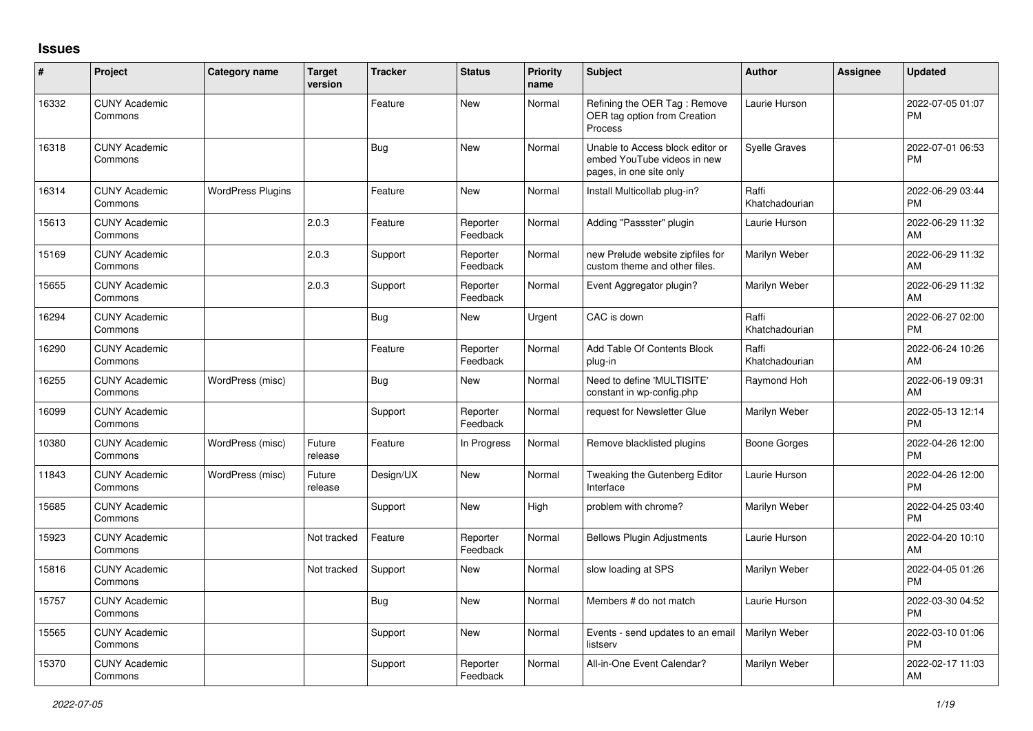# Issues

| # | Project | Category name | Target version | Tracker | Status | Priority name | Subject | Author | Assignee | Updated |
|---|---|---|---|---|---|---|---|---|---|---|
| 16332 | CUNY Academic Commons | | | Feature | New | Normal | Refining the OER Tag : Remove OER tag option from Creation Process | Laurie Hurson | | 2022-07-05 01:07 PM |
| 16318 | CUNY Academic Commons | | | Bug | New | Normal | Unable to Access block editor or embed YouTube videos in new pages, in one site only | Syelle Graves | | 2022-07-01 06:53 PM |
| 16314 | CUNY Academic Commons | WordPress Plugins | | Feature | New | Normal | Install Multicollab plug-in? | Raffi Khatchadourian | | 2022-06-29 03:44 PM |
| 15613 | CUNY Academic Commons | | 2.0.3 | Feature | Reporter Feedback | Normal | Adding "Passster" plugin | Laurie Hurson | | 2022-06-29 11:32 AM |
| 15169 | CUNY Academic Commons | | 2.0.3 | Support | Reporter Feedback | Normal | new Prelude website zipfiles for custom theme and other files. | Marilyn Weber | | 2022-06-29 11:32 AM |
| 15655 | CUNY Academic Commons | | 2.0.3 | Support | Reporter Feedback | Normal | Event Aggregator plugin? | Marilyn Weber | | 2022-06-29 11:32 AM |
| 16294 | CUNY Academic Commons | | | Bug | New | Urgent | CAC is down | Raffi Khatchadourian | | 2022-06-27 02:00 PM |
| 16290 | CUNY Academic Commons | | | Feature | Reporter Feedback | Normal | Add Table Of Contents Block plug-in | Raffi Khatchadourian | | 2022-06-24 10:26 AM |
| 16255 | CUNY Academic Commons | WordPress (misc) | | Bug | New | Normal | Need to define 'MULTISITE' constant in wp-config.php | Raymond Hoh | | 2022-06-19 09:31 AM |
| 16099 | CUNY Academic Commons | | | Support | Reporter Feedback | Normal | request for Newsletter Glue | Marilyn Weber | | 2022-05-13 12:14 PM |
| 10380 | CUNY Academic Commons | WordPress (misc) | Future release | Feature | In Progress | Normal | Remove blacklisted plugins | Boone Gorges | | 2022-04-26 12:00 PM |
| 11843 | CUNY Academic Commons | WordPress (misc) | Future release | Design/UX | New | Normal | Tweaking the Gutenberg Editor Interface | Laurie Hurson | | 2022-04-26 12:00 PM |
| 15685 | CUNY Academic Commons | | | Support | New | High | problem with chrome? | Marilyn Weber | | 2022-04-25 03:40 PM |
| 15923 | CUNY Academic Commons | | Not tracked | Feature | Reporter Feedback | Normal | Bellows Plugin Adjustments | Laurie Hurson | | 2022-04-20 10:10 AM |
| 15816 | CUNY Academic Commons | | Not tracked | Support | New | Normal | slow loading at SPS | Marilyn Weber | | 2022-04-05 01:26 PM |
| 15757 | CUNY Academic Commons | | | Bug | New | Normal | Members # do not match | Laurie Hurson | | 2022-03-30 04:52 PM |
| 15565 | CUNY Academic Commons | | | Support | New | Normal | Events - send updates to an email listserv | Marilyn Weber | | 2022-03-10 01:06 PM |
| 15370 | CUNY Academic Commons | | | Support | Reporter Feedback | Normal | All-in-One Event Calendar? | Marilyn Weber | | 2022-02-17 11:03 AM |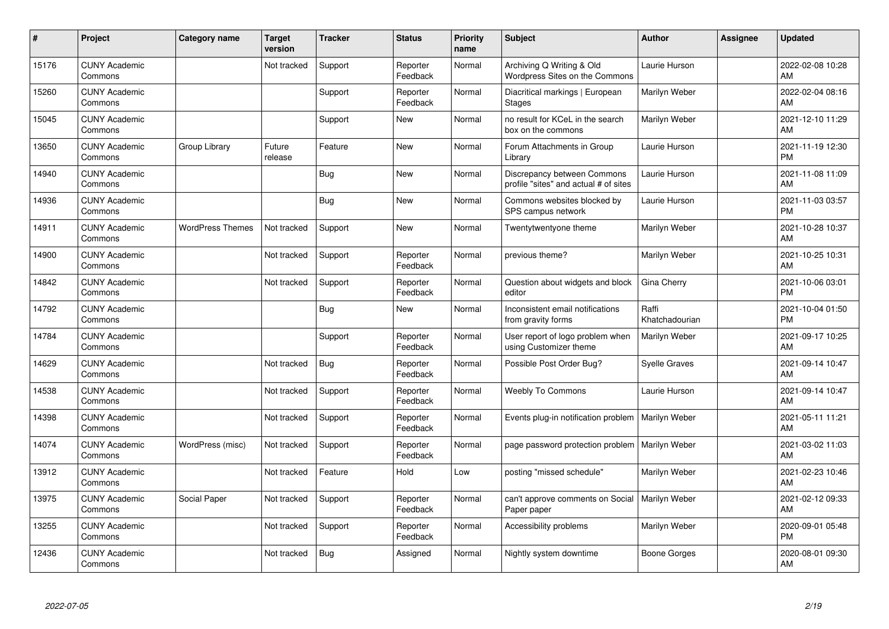| # | Project | Category name | Target version | Tracker | Status | Priority name | Subject | Author | Assignee | Updated |
|---|---|---|---|---|---|---|---|---|---|---|
| 15176 | CUNY Academic Commons | | Not tracked | Support | Reporter Feedback | Normal | Archiving Q Writing & Old Wordpress Sites on the Commons | Laurie Hurson | | 2022-02-08 10:28 AM |
| 15260 | CUNY Academic Commons | | | Support | Reporter Feedback | Normal | Diacritical markings \| European Stages | Marilyn Weber | | 2022-02-04 08:16 AM |
| 15045 | CUNY Academic Commons | | | Support | New | Normal | no result for KCeL in the search box on the commons | Marilyn Weber | | 2021-12-10 11:29 AM |
| 13650 | CUNY Academic Commons | Group Library | Future release | Feature | New | Normal | Forum Attachments in Group Library | Laurie Hurson | | 2021-11-19 12:30 PM |
| 14940 | CUNY Academic Commons | | | Bug | New | Normal | Discrepancy between Commons profile "sites" and actual # of sites | Laurie Hurson | | 2021-11-08 11:09 AM |
| 14936 | CUNY Academic Commons | | | Bug | New | Normal | Commons websites blocked by SPS campus network | Laurie Hurson | | 2021-11-03 03:57 PM |
| 14911 | CUNY Academic Commons | WordPress Themes | Not tracked | Support | New | Normal | Twentytwentyone theme | Marilyn Weber | | 2021-10-28 10:37 AM |
| 14900 | CUNY Academic Commons | | Not tracked | Support | Reporter Feedback | Normal | previous theme? | Marilyn Weber | | 2021-10-25 10:31 AM |
| 14842 | CUNY Academic Commons | | Not tracked | Support | Reporter Feedback | Normal | Question about widgets and block editor | Gina Cherry | | 2021-10-06 03:01 PM |
| 14792 | CUNY Academic Commons | | | Bug | New | Normal | Inconsistent email notifications from gravity forms | Raffi Khatchadourian | | 2021-10-04 01:50 PM |
| 14784 | CUNY Academic Commons | | | Support | Reporter Feedback | Normal | User report of logo problem when using Customizer theme | Marilyn Weber | | 2021-09-17 10:25 AM |
| 14629 | CUNY Academic Commons | | Not tracked | Bug | Reporter Feedback | Normal | Possible Post Order Bug? | Syelle Graves | | 2021-09-14 10:47 AM |
| 14538 | CUNY Academic Commons | | Not tracked | Support | Reporter Feedback | Normal | Weebly To Commons | Laurie Hurson | | 2021-09-14 10:47 AM |
| 14398 | CUNY Academic Commons | | Not tracked | Support | Reporter Feedback | Normal | Events plug-in notification problem | Marilyn Weber | | 2021-05-11 11:21 AM |
| 14074 | CUNY Academic Commons | WordPress (misc) | Not tracked | Support | Reporter Feedback | Normal | page password protection problem | Marilyn Weber | | 2021-03-02 11:03 AM |
| 13912 | CUNY Academic Commons | | Not tracked | Feature | Hold | Low | posting "missed schedule" | Marilyn Weber | | 2021-02-23 10:46 AM |
| 13975 | CUNY Academic Commons | Social Paper | Not tracked | Support | Reporter Feedback | Normal | can't approve comments on Social Paper paper | Marilyn Weber | | 2021-02-12 09:33 AM |
| 13255 | CUNY Academic Commons | | Not tracked | Support | Reporter Feedback | Normal | Accessibility problems | Marilyn Weber | | 2020-09-01 05:48 PM |
| 12436 | CUNY Academic Commons | | Not tracked | Bug | Assigned | Normal | Nightly system downtime | Boone Gorges | | 2020-08-01 09:30 AM |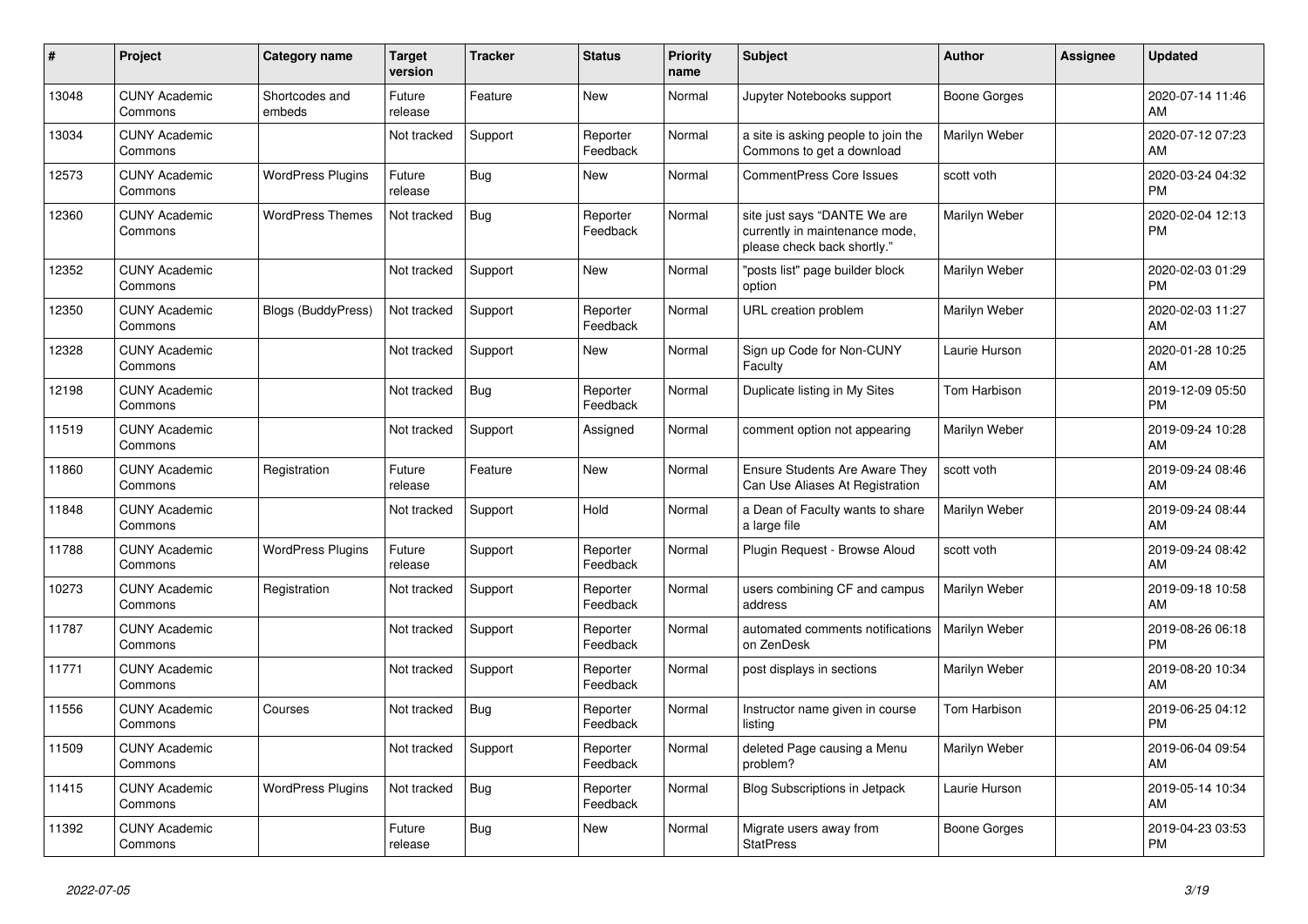| # | Project | Category name | Target version | Tracker | Status | Priority name | Subject | Author | Assignee | Updated |
|---|---|---|---|---|---|---|---|---|---|---|
| 13048 | CUNY Academic Commons | Shortcodes and embeds | Future release | Feature | New | Normal | Jupyter Notebooks support | Boone Gorges | | 2020-07-14 11:46 AM |
| 13034 | CUNY Academic Commons | | Not tracked | Support | Reporter Feedback | Normal | a site is asking people to join the Commons to get a download | Marilyn Weber | | 2020-07-12 07:23 AM |
| 12573 | CUNY Academic Commons | WordPress Plugins | Future release | Bug | New | Normal | CommentPress Core Issues | scott voth | | 2020-03-24 04:32 PM |
| 12360 | CUNY Academic Commons | WordPress Themes | Not tracked | Bug | Reporter Feedback | Normal | site just says "DANTE We are currently in maintenance mode, please check back shortly." | Marilyn Weber | | 2020-02-04 12:13 PM |
| 12352 | CUNY Academic Commons | | Not tracked | Support | New | Normal | "posts list" page builder block option | Marilyn Weber | | 2020-02-03 01:29 PM |
| 12350 | CUNY Academic Commons | Blogs (BuddyPress) | Not tracked | Support | Reporter Feedback | Normal | URL creation problem | Marilyn Weber | | 2020-02-03 11:27 AM |
| 12328 | CUNY Academic Commons | | Not tracked | Support | New | Normal | Sign up Code for Non-CUNY Faculty | Laurie Hurson | | 2020-01-28 10:25 AM |
| 12198 | CUNY Academic Commons | | Not tracked | Bug | Reporter Feedback | Normal | Duplicate listing in My Sites | Tom Harbison | | 2019-12-09 05:50 PM |
| 11519 | CUNY Academic Commons | | Not tracked | Support | Assigned | Normal | comment option not appearing | Marilyn Weber | | 2019-09-24 10:28 AM |
| 11860 | CUNY Academic Commons | Registration | Future release | Feature | New | Normal | Ensure Students Are Aware They Can Use Aliases At Registration | scott voth | | 2019-09-24 08:46 AM |
| 11848 | CUNY Academic Commons | | Not tracked | Support | Hold | Normal | a Dean of Faculty wants to share a large file | Marilyn Weber | | 2019-09-24 08:44 AM |
| 11788 | CUNY Academic Commons | WordPress Plugins | Future release | Support | Reporter Feedback | Normal | Plugin Request - Browse Aloud | scott voth | | 2019-09-24 08:42 AM |
| 10273 | CUNY Academic Commons | Registration | Not tracked | Support | Reporter Feedback | Normal | users combining CF and campus address | Marilyn Weber | | 2019-09-18 10:58 AM |
| 11787 | CUNY Academic Commons | | Not tracked | Support | Reporter Feedback | Normal | automated comments notifications on ZenDesk | Marilyn Weber | | 2019-08-26 06:18 PM |
| 11771 | CUNY Academic Commons | | Not tracked | Support | Reporter Feedback | Normal | post displays in sections | Marilyn Weber | | 2019-08-20 10:34 AM |
| 11556 | CUNY Academic Commons | Courses | Not tracked | Bug | Reporter Feedback | Normal | Instructor name given in course listing | Tom Harbison | | 2019-06-25 04:12 PM |
| 11509 | CUNY Academic Commons | | Not tracked | Support | Reporter Feedback | Normal | deleted Page causing a Menu problem? | Marilyn Weber | | 2019-06-04 09:54 AM |
| 11415 | CUNY Academic Commons | WordPress Plugins | Not tracked | Bug | Reporter Feedback | Normal | Blog Subscriptions in Jetpack | Laurie Hurson | | 2019-05-14 10:34 AM |
| 11392 | CUNY Academic Commons | | Future release | Bug | New | Normal | Migrate users away from StatPress | Boone Gorges | | 2019-04-23 03:53 PM |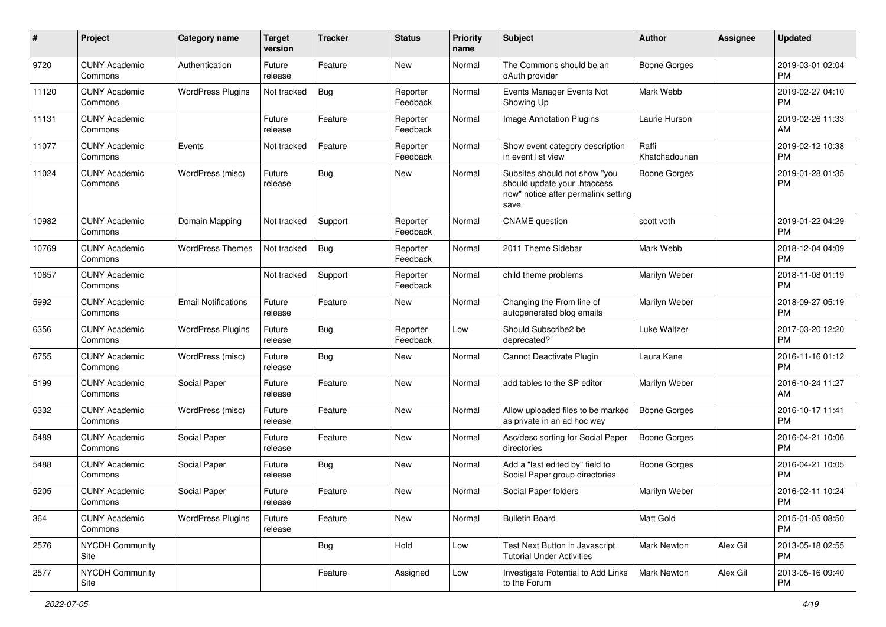| # | Project | Category name | Target version | Tracker | Status | Priority name | Subject | Author | Assignee | Updated |
|---|---|---|---|---|---|---|---|---|---|---|
| 9720 | CUNY Academic Commons | Authentication | Future release | Feature | New | Normal | The Commons should be an oAuth provider | Boone Gorges | | 2019-03-01 02:04 PM |
| 11120 | CUNY Academic Commons | WordPress Plugins | Not tracked | Bug | Reporter Feedback | Normal | Events Manager Events Not Showing Up | Mark Webb | | 2019-02-27 04:10 PM |
| 11131 | CUNY Academic Commons | | Future release | Feature | Reporter Feedback | Normal | Image Annotation Plugins | Laurie Hurson | | 2019-02-26 11:33 AM |
| 11077 | CUNY Academic Commons | Events | Not tracked | Feature | Reporter Feedback | Normal | Show event category description in event list view | Raffi Khatchadourian | | 2019-02-12 10:38 PM |
| 11024 | CUNY Academic Commons | WordPress (misc) | Future release | Bug | New | Normal | Subsites should not show "you should update your .htaccess now" notice after permalink setting save | Boone Gorges | | 2019-01-28 01:35 PM |
| 10982 | CUNY Academic Commons | Domain Mapping | Not tracked | Support | Reporter Feedback | Normal | CNAME question | scott voth | | 2019-01-22 04:29 PM |
| 10769 | CUNY Academic Commons | WordPress Themes | Not tracked | Bug | Reporter Feedback | Normal | 2011 Theme Sidebar | Mark Webb | | 2018-12-04 04:09 PM |
| 10657 | CUNY Academic Commons | | Not tracked | Support | Reporter Feedback | Normal | child theme problems | Marilyn Weber | | 2018-11-08 01:19 PM |
| 5992 | CUNY Academic Commons | Email Notifications | Future release | Feature | New | Normal | Changing the From line of autogenerated blog emails | Marilyn Weber | | 2018-09-27 05:19 PM |
| 6356 | CUNY Academic Commons | WordPress Plugins | Future release | Bug | Reporter Feedback | Low | Should Subscribe2 be deprecated? | Luke Waltzer | | 2017-03-20 12:20 PM |
| 6755 | CUNY Academic Commons | WordPress (misc) | Future release | Bug | New | Normal | Cannot Deactivate Plugin | Laura Kane | | 2016-11-16 01:12 PM |
| 5199 | CUNY Academic Commons | Social Paper | Future release | Feature | New | Normal | add tables to the SP editor | Marilyn Weber | | 2016-10-24 11:27 AM |
| 6332 | CUNY Academic Commons | WordPress (misc) | Future release | Feature | New | Normal | Allow uploaded files to be marked as private in an ad hoc way | Boone Gorges | | 2016-10-17 11:41 PM |
| 5489 | CUNY Academic Commons | Social Paper | Future release | Feature | New | Normal | Asc/desc sorting for Social Paper directories | Boone Gorges | | 2016-04-21 10:06 PM |
| 5488 | CUNY Academic Commons | Social Paper | Future release | Bug | New | Normal | Add a "last edited by" field to Social Paper group directories | Boone Gorges | | 2016-04-21 10:05 PM |
| 5205 | CUNY Academic Commons | Social Paper | Future release | Feature | New | Normal | Social Paper folders | Marilyn Weber | | 2016-02-11 10:24 PM |
| 364 | CUNY Academic Commons | WordPress Plugins | Future release | Feature | New | Normal | Bulletin Board | Matt Gold | | 2015-01-05 08:50 PM |
| 2576 | NYCDH Community Site | | | Bug | Hold | Low | Test Next Button in Javascript Tutorial Under Activities | Mark Newton | Alex Gil | 2013-05-18 02:55 PM |
| 2577 | NYCDH Community Site | | | Feature | Assigned | Low | Investigate Potential to Add Links to the Forum | Mark Newton | Alex Gil | 2013-05-16 09:40 PM |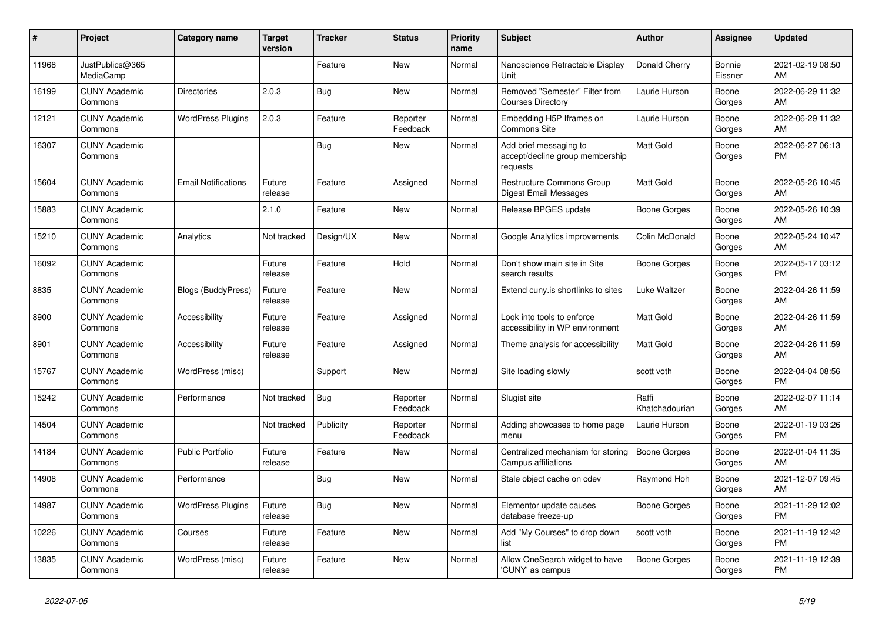| # | Project | Category name | Target version | Tracker | Status | Priority name | Subject | Author | Assignee | Updated |
|---|---|---|---|---|---|---|---|---|---|---|
| 11968 | JustPublics@365 MediaCamp | | | Feature | New | Normal | Nanoscience Retractable Display Unit | Donald Cherry | Bonnie Eissner | 2021-02-19 08:50 AM |
| 16199 | CUNY Academic Commons | Directories | 2.0.3 | Bug | New | Normal | Removed "Semester" Filter from Courses Directory | Laurie Hurson | Boone Gorges | 2022-06-29 11:32 AM |
| 12121 | CUNY Academic Commons | WordPress Plugins | 2.0.3 | Feature | Reporter Feedback | Normal | Embedding H5P Iframes on Commons Site | Laurie Hurson | Boone Gorges | 2022-06-29 11:32 AM |
| 16307 | CUNY Academic Commons | | | Bug | New | Normal | Add brief messaging to accept/decline group membership requests | Matt Gold | Boone Gorges | 2022-06-27 06:13 PM |
| 15604 | CUNY Academic Commons | Email Notifications | Future release | Feature | Assigned | Normal | Restructure Commons Group Digest Email Messages | Matt Gold | Boone Gorges | 2022-05-26 10:45 AM |
| 15883 | CUNY Academic Commons | | 2.1.0 | Feature | New | Normal | Release BPGES update | Boone Gorges | Boone Gorges | 2022-05-26 10:39 AM |
| 15210 | CUNY Academic Commons | Analytics | Not tracked | Design/UX | New | Normal | Google Analytics improvements | Colin McDonald | Boone Gorges | 2022-05-24 10:47 AM |
| 16092 | CUNY Academic Commons | | Future release | Feature | Hold | Normal | Don't show main site in Site search results | Boone Gorges | Boone Gorges | 2022-05-17 03:12 PM |
| 8835 | CUNY Academic Commons | Blogs (BuddyPress) | Future release | Feature | New | Normal | Extend cuny.is shortlinks to sites | Luke Waltzer | Boone Gorges | 2022-04-26 11:59 AM |
| 8900 | CUNY Academic Commons | Accessibility | Future release | Feature | Assigned | Normal | Look into tools to enforce accessibility in WP environment | Matt Gold | Boone Gorges | 2022-04-26 11:59 AM |
| 8901 | CUNY Academic Commons | Accessibility | Future release | Feature | Assigned | Normal | Theme analysis for accessibility | Matt Gold | Boone Gorges | 2022-04-26 11:59 AM |
| 15767 | CUNY Academic Commons | WordPress (misc) | | Support | New | Normal | Site loading slowly | scott voth | Boone Gorges | 2022-04-04 08:56 PM |
| 15242 | CUNY Academic Commons | Performance | Not tracked | Bug | Reporter Feedback | Normal | Slugist site | Raffi Khatchadourian | Boone Gorges | 2022-02-07 11:14 AM |
| 14504 | CUNY Academic Commons | | Not tracked | Publicity | Reporter Feedback | Normal | Adding showcases to home page menu | Laurie Hurson | Boone Gorges | 2022-01-19 03:26 PM |
| 14184 | CUNY Academic Commons | Public Portfolio | Future release | Feature | New | Normal | Centralized mechanism for storing Campus affiliations | Boone Gorges | Boone Gorges | 2022-01-04 11:35 AM |
| 14908 | CUNY Academic Commons | Performance | | Bug | New | Normal | Stale object cache on cdev | Raymond Hoh | Boone Gorges | 2021-12-07 09:45 AM |
| 14987 | CUNY Academic Commons | WordPress Plugins | Future release | Bug | New | Normal | Elementor update causes database freeze-up | Boone Gorges | Boone Gorges | 2021-11-29 12:02 PM |
| 10226 | CUNY Academic Commons | Courses | Future release | Feature | New | Normal | Add "My Courses" to drop down list | scott voth | Boone Gorges | 2021-11-19 12:42 PM |
| 13835 | CUNY Academic Commons | WordPress (misc) | Future release | Feature | New | Normal | Allow OneSearch widget to have 'CUNY' as campus | Boone Gorges | Boone Gorges | 2021-11-19 12:39 PM |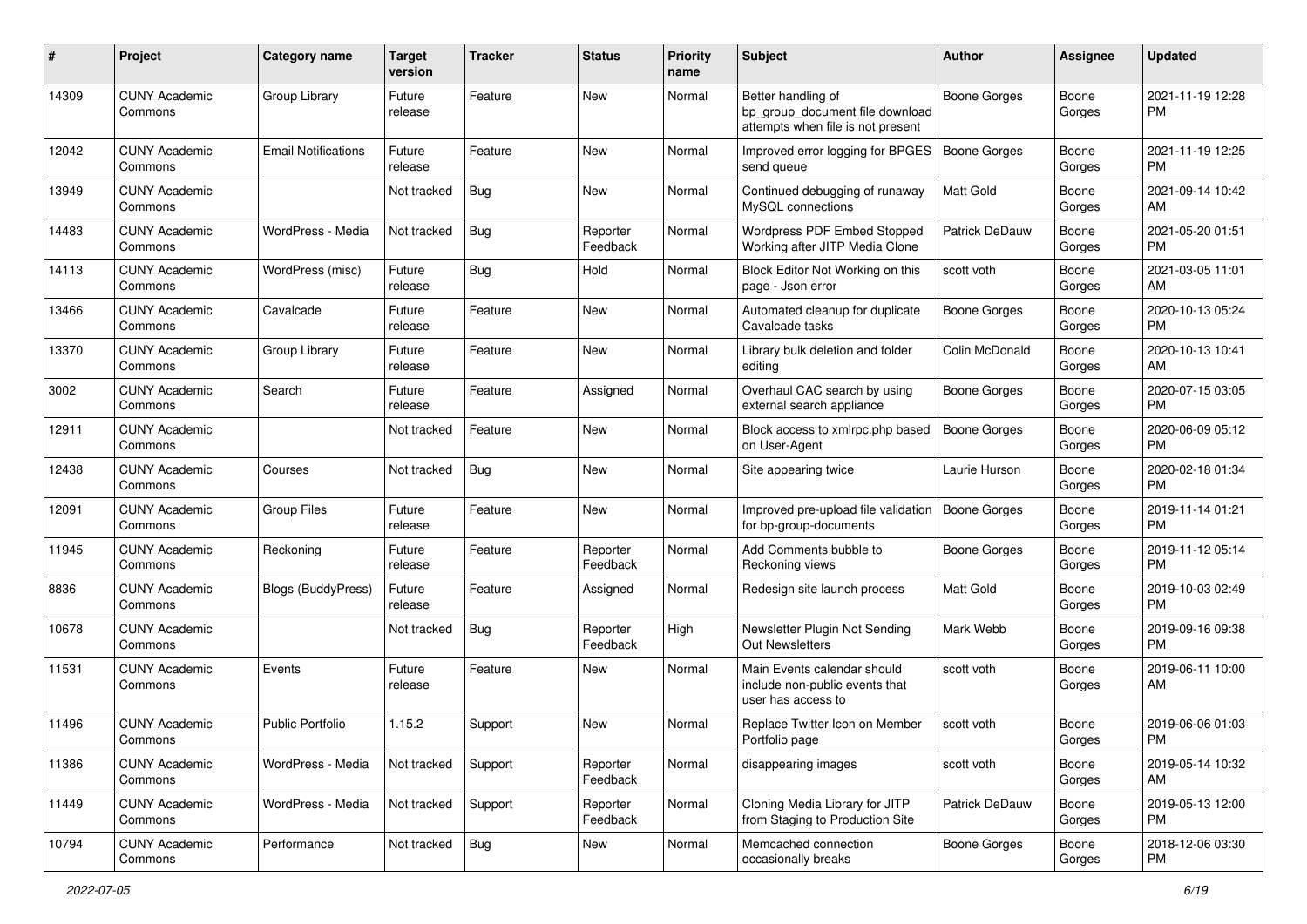| # | Project | Category name | Target version | Tracker | Status | Priority name | Subject | Author | Assignee | Updated |
|---|---|---|---|---|---|---|---|---|---|---|
| 14309 | CUNY Academic Commons | Group Library | Future release | Feature | New | Normal | Better handling of bp_group_document file download attempts when file is not present | Boone Gorges | Boone Gorges | 2021-11-19 12:28 PM |
| 12042 | CUNY Academic Commons | Email Notifications | Future release | Feature | New | Normal | Improved error logging for BPGES send queue | Boone Gorges | Boone Gorges | 2021-11-19 12:25 PM |
| 13949 | CUNY Academic Commons | | Not tracked | Bug | New | Normal | Continued debugging of runaway MySQL connections | Matt Gold | Boone Gorges | 2021-09-14 10:42 AM |
| 14483 | CUNY Academic Commons | WordPress - Media | Not tracked | Bug | Reporter Feedback | Normal | Wordpress PDF Embed Stopped Working after JITP Media Clone | Patrick DeDauw | Boone Gorges | 2021-05-20 01:51 PM |
| 14113 | CUNY Academic Commons | WordPress (misc) | Future release | Bug | Hold | Normal | Block Editor Not Working on this page - Json error | scott voth | Boone Gorges | 2021-03-05 11:01 AM |
| 13466 | CUNY Academic Commons | Cavalcade | Future release | Feature | New | Normal | Automated cleanup for duplicate Cavalcade tasks | Boone Gorges | Boone Gorges | 2020-10-13 05:24 PM |
| 13370 | CUNY Academic Commons | Group Library | Future release | Feature | New | Normal | Library bulk deletion and folder editing | Colin McDonald | Boone Gorges | 2020-10-13 10:41 AM |
| 3002 | CUNY Academic Commons | Search | Future release | Feature | Assigned | Normal | Overhaul CAC search by using external search appliance | Boone Gorges | Boone Gorges | 2020-07-15 03:05 PM |
| 12911 | CUNY Academic Commons | | Not tracked | Feature | New | Normal | Block access to xmlrpc.php based on User-Agent | Boone Gorges | Boone Gorges | 2020-06-09 05:12 PM |
| 12438 | CUNY Academic Commons | Courses | Not tracked | Bug | New | Normal | Site appearing twice | Laurie Hurson | Boone Gorges | 2020-02-18 01:34 PM |
| 12091 | CUNY Academic Commons | Group Files | Future release | Feature | New | Normal | Improved pre-upload file validation for bp-group-documents | Boone Gorges | Boone Gorges | 2019-11-14 01:21 PM |
| 11945 | CUNY Academic Commons | Reckoning | Future release | Feature | Reporter Feedback | Normal | Add Comments bubble to Reckoning views | Boone Gorges | Boone Gorges | 2019-11-12 05:14 PM |
| 8836 | CUNY Academic Commons | Blogs (BuddyPress) | Future release | Feature | Assigned | Normal | Redesign site launch process | Matt Gold | Boone Gorges | 2019-10-03 02:49 PM |
| 10678 | CUNY Academic Commons | | Not tracked | Bug | Reporter Feedback | High | Newsletter Plugin Not Sending Out Newsletters | Mark Webb | Boone Gorges | 2019-09-16 09:38 PM |
| 11531 | CUNY Academic Commons | Events | Future release | Feature | New | Normal | Main Events calendar should include non-public events that user has access to | scott voth | Boone Gorges | 2019-06-11 10:00 AM |
| 11496 | CUNY Academic Commons | Public Portfolio | 1.15.2 | Support | New | Normal | Replace Twitter Icon on Member Portfolio page | scott voth | Boone Gorges | 2019-06-06 01:03 PM |
| 11386 | CUNY Academic Commons | WordPress - Media | Not tracked | Support | Reporter Feedback | Normal | disappearing images | scott voth | Boone Gorges | 2019-05-14 10:32 AM |
| 11449 | CUNY Academic Commons | WordPress - Media | Not tracked | Support | Reporter Feedback | Normal | Cloning Media Library for JITP from Staging to Production Site | Patrick DeDauw | Boone Gorges | 2019-05-13 12:00 PM |
| 10794 | CUNY Academic Commons | Performance | Not tracked | Bug | New | Normal | Memcached connection occasionally breaks | Boone Gorges | Boone Gorges | 2018-12-06 03:30 PM |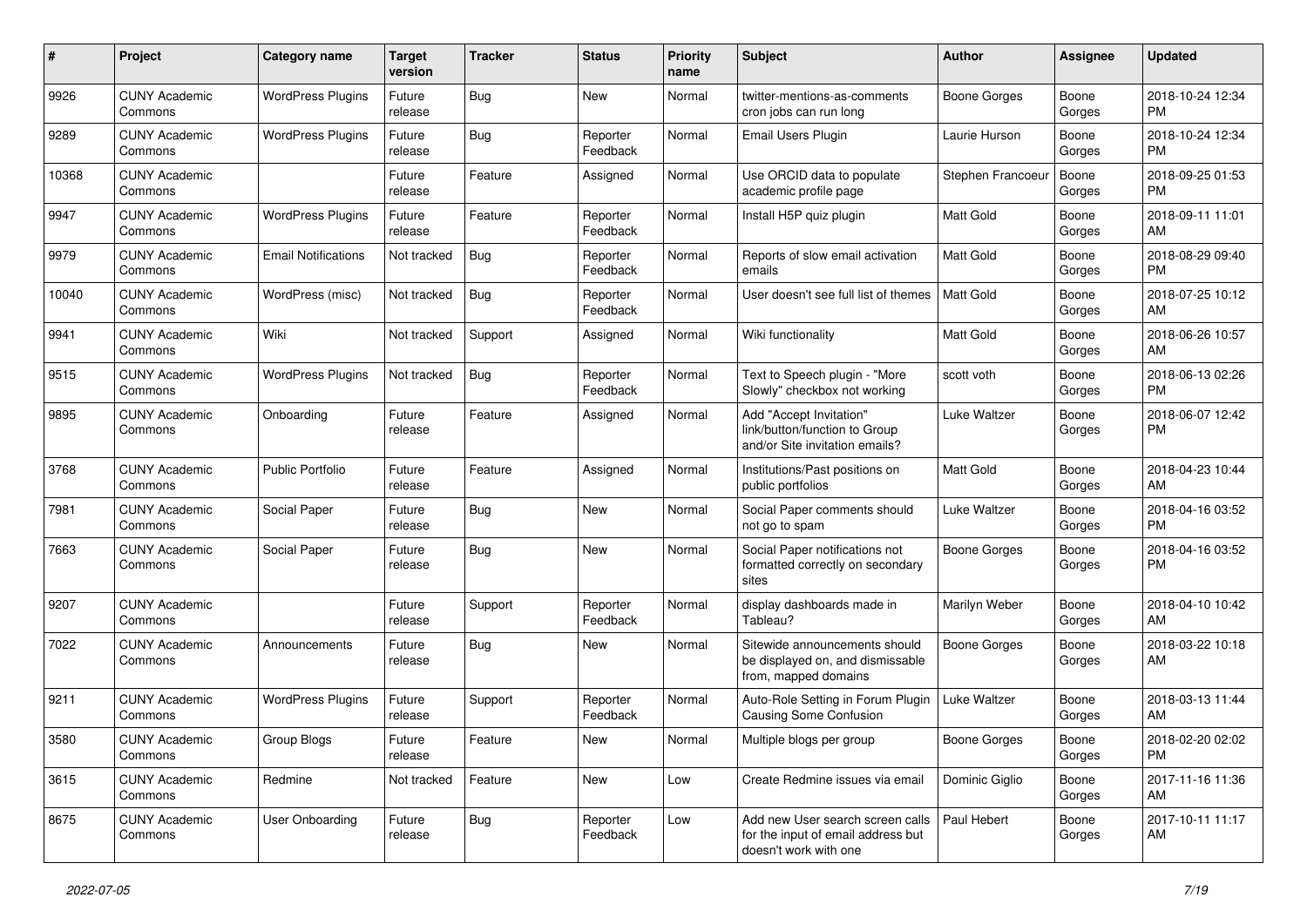| # | Project | Category name | Target version | Tracker | Status | Priority name | Subject | Author | Assignee | Updated |
|---|---|---|---|---|---|---|---|---|---|---|
| 9926 | CUNY Academic Commons | WordPress Plugins | Future release | Bug | New | Normal | twitter-mentions-as-comments cron jobs can run long | Boone Gorges | Boone Gorges | 2018-10-24 12:34 PM |
| 9289 | CUNY Academic Commons | WordPress Plugins | Future release | Bug | Reporter Feedback | Normal | Email Users Plugin | Laurie Hurson | Boone Gorges | 2018-10-24 12:34 PM |
| 10368 | CUNY Academic Commons | | Future release | Feature | Assigned | Normal | Use ORCID data to populate academic profile page | Stephen Francoeur | Boone Gorges | 2018-09-25 01:53 PM |
| 9947 | CUNY Academic Commons | WordPress Plugins | Future release | Feature | Reporter Feedback | Normal | Install H5P quiz plugin | Matt Gold | Boone Gorges | 2018-09-11 11:01 AM |
| 9979 | CUNY Academic Commons | Email Notifications | Not tracked | Bug | Reporter Feedback | Normal | Reports of slow email activation emails | Matt Gold | Boone Gorges | 2018-08-29 09:40 PM |
| 10040 | CUNY Academic Commons | WordPress (misc) | Not tracked | Bug | Reporter Feedback | Normal | User doesn't see full list of themes | Matt Gold | Boone Gorges | 2018-07-25 10:12 AM |
| 9941 | CUNY Academic Commons | Wiki | Not tracked | Support | Assigned | Normal | Wiki functionality | Matt Gold | Boone Gorges | 2018-06-26 10:57 AM |
| 9515 | CUNY Academic Commons | WordPress Plugins | Not tracked | Bug | Reporter Feedback | Normal | Text to Speech plugin - "More Slowly" checkbox not working | scott voth | Boone Gorges | 2018-06-13 02:26 PM |
| 9895 | CUNY Academic Commons | Onboarding | Future release | Feature | Assigned | Normal | Add "Accept Invitation" link/button/function to Group and/or Site invitation emails? | Luke Waltzer | Boone Gorges | 2018-06-07 12:42 PM |
| 3768 | CUNY Academic Commons | Public Portfolio | Future release | Feature | Assigned | Normal | Institutions/Past positions on public portfolios | Matt Gold | Boone Gorges | 2018-04-23 10:44 AM |
| 7981 | CUNY Academic Commons | Social Paper | Future release | Bug | New | Normal | Social Paper comments should not go to spam | Luke Waltzer | Boone Gorges | 2018-04-16 03:52 PM |
| 7663 | CUNY Academic Commons | Social Paper | Future release | Bug | New | Normal | Social Paper notifications not formatted correctly on secondary sites | Boone Gorges | Boone Gorges | 2018-04-16 03:52 PM |
| 9207 | CUNY Academic Commons | | Future release | Support | Reporter Feedback | Normal | display dashboards made in Tableau? | Marilyn Weber | Boone Gorges | 2018-04-10 10:42 AM |
| 7022 | CUNY Academic Commons | Announcements | Future release | Bug | New | Normal | Sitewide announcements should be displayed on, and dismissable from, mapped domains | Boone Gorges | Boone Gorges | 2018-03-22 10:18 AM |
| 9211 | CUNY Academic Commons | WordPress Plugins | Future release | Support | Reporter Feedback | Normal | Auto-Role Setting in Forum Plugin Causing Some Confusion | Luke Waltzer | Boone Gorges | 2018-03-13 11:44 AM |
| 3580 | CUNY Academic Commons | Group Blogs | Future release | Feature | New | Normal | Multiple blogs per group | Boone Gorges | Boone Gorges | 2018-02-20 02:02 PM |
| 3615 | CUNY Academic Commons | Redmine | Not tracked | Feature | New | Low | Create Redmine issues via email | Dominic Giglio | Boone Gorges | 2017-11-16 11:36 AM |
| 8675 | CUNY Academic Commons | User Onboarding | Future release | Bug | Reporter Feedback | Low | Add new User search screen calls for the input of email address but doesn't work with one | Paul Hebert | Boone Gorges | 2017-10-11 11:17 AM |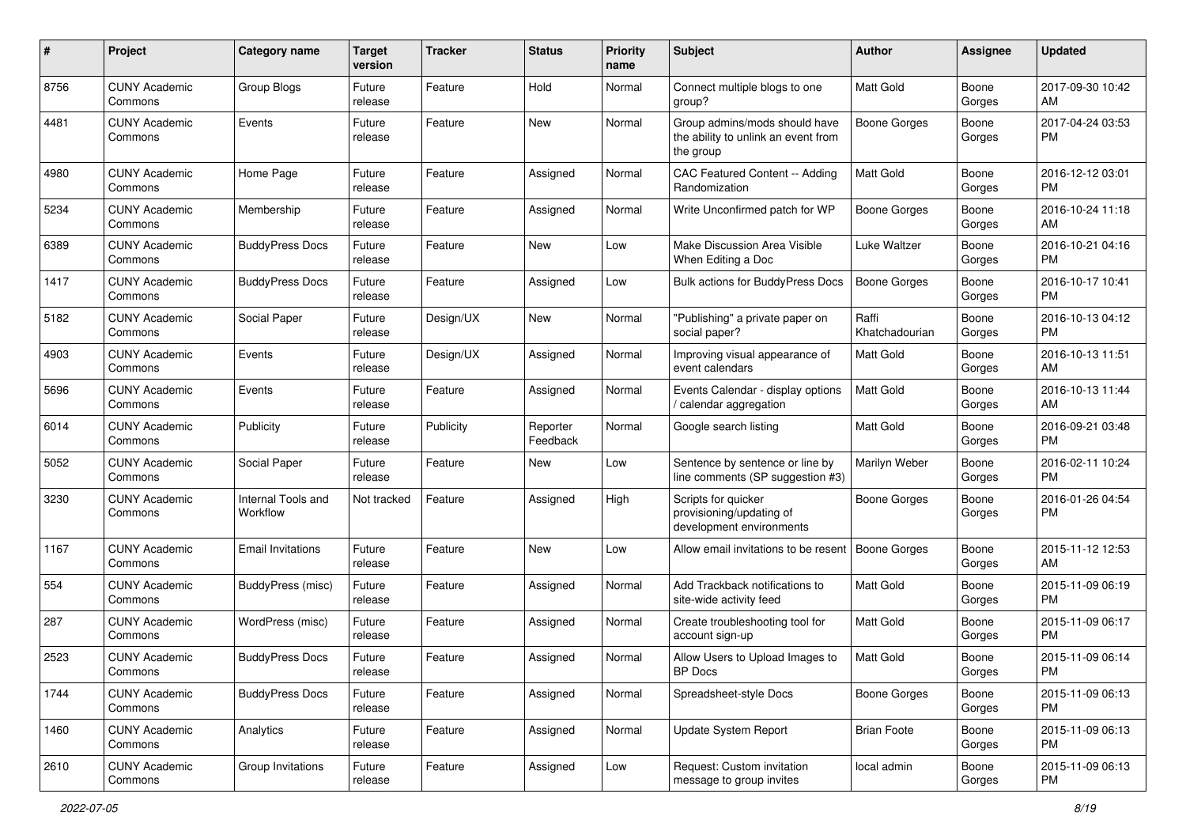| # | Project | Category name | Target version | Tracker | Status | Priority name | Subject | Author | Assignee | Updated |
|---|---|---|---|---|---|---|---|---|---|---|
| 8756 | CUNY Academic Commons | Group Blogs | Future release | Feature | Hold | Normal | Connect multiple blogs to one group? | Matt Gold | Boone Gorges | 2017-09-30 10:42 AM |
| 4481 | CUNY Academic Commons | Events | Future release | Feature | New | Normal | Group admins/mods should have the ability to unlink an event from the group | Boone Gorges | Boone Gorges | 2017-04-24 03:53 PM |
| 4980 | CUNY Academic Commons | Home Page | Future release | Feature | Assigned | Normal | CAC Featured Content -- Adding Randomization | Matt Gold | Boone Gorges | 2016-12-12 03:01 PM |
| 5234 | CUNY Academic Commons | Membership | Future release | Feature | Assigned | Normal | Write Unconfirmed patch for WP | Boone Gorges | Boone Gorges | 2016-10-24 11:18 AM |
| 6389 | CUNY Academic Commons | BuddyPress Docs | Future release | Feature | New | Low | Make Discussion Area Visible When Editing a Doc | Luke Waltzer | Boone Gorges | 2016-10-21 04:16 PM |
| 1417 | CUNY Academic Commons | BuddyPress Docs | Future release | Feature | Assigned | Low | Bulk actions for BuddyPress Docs | Boone Gorges | Boone Gorges | 2016-10-17 10:41 PM |
| 5182 | CUNY Academic Commons | Social Paper | Future release | Design/UX | New | Normal | "Publishing" a private paper on social paper? | Raffi Khatchadourian | Boone Gorges | 2016-10-13 04:12 PM |
| 4903 | CUNY Academic Commons | Events | Future release | Design/UX | Assigned | Normal | Improving visual appearance of event calendars | Matt Gold | Boone Gorges | 2016-10-13 11:51 AM |
| 5696 | CUNY Academic Commons | Events | Future release | Feature | Assigned | Normal | Events Calendar - display options / calendar aggregation | Matt Gold | Boone Gorges | 2016-10-13 11:44 AM |
| 6014 | CUNY Academic Commons | Publicity | Future release | Publicity | Reporter Feedback | Normal | Google search listing | Matt Gold | Boone Gorges | 2016-09-21 03:48 PM |
| 5052 | CUNY Academic Commons | Social Paper | Future release | Feature | New | Low | Sentence by sentence or line by line comments (SP suggestion #3) | Marilyn Weber | Boone Gorges | 2016-02-11 10:24 PM |
| 3230 | CUNY Academic Commons | Internal Tools and Workflow | Not tracked | Feature | Assigned | High | Scripts for quicker provisioning/updating of development environments | Boone Gorges | Boone Gorges | 2016-01-26 04:54 PM |
| 1167 | CUNY Academic Commons | Email Invitations | Future release | Feature | New | Low | Allow email invitations to be resent | Boone Gorges | Boone Gorges | 2015-11-12 12:53 AM |
| 554 | CUNY Academic Commons | BuddyPress (misc) | Future release | Feature | Assigned | Normal | Add Trackback notifications to site-wide activity feed | Matt Gold | Boone Gorges | 2015-11-09 06:19 PM |
| 287 | CUNY Academic Commons | WordPress (misc) | Future release | Feature | Assigned | Normal | Create troubleshooting tool for account sign-up | Matt Gold | Boone Gorges | 2015-11-09 06:17 PM |
| 2523 | CUNY Academic Commons | BuddyPress Docs | Future release | Feature | Assigned | Normal | Allow Users to Upload Images to BP Docs | Matt Gold | Boone Gorges | 2015-11-09 06:14 PM |
| 1744 | CUNY Academic Commons | BuddyPress Docs | Future release | Feature | Assigned | Normal | Spreadsheet-style Docs | Boone Gorges | Boone Gorges | 2015-11-09 06:13 PM |
| 1460 | CUNY Academic Commons | Analytics | Future release | Feature | Assigned | Normal | Update System Report | Brian Foote | Boone Gorges | 2015-11-09 06:13 PM |
| 2610 | CUNY Academic Commons | Group Invitations | Future release | Feature | Assigned | Low | Request: Custom invitation message to group invites | local admin | Boone Gorges | 2015-11-09 06:13 PM |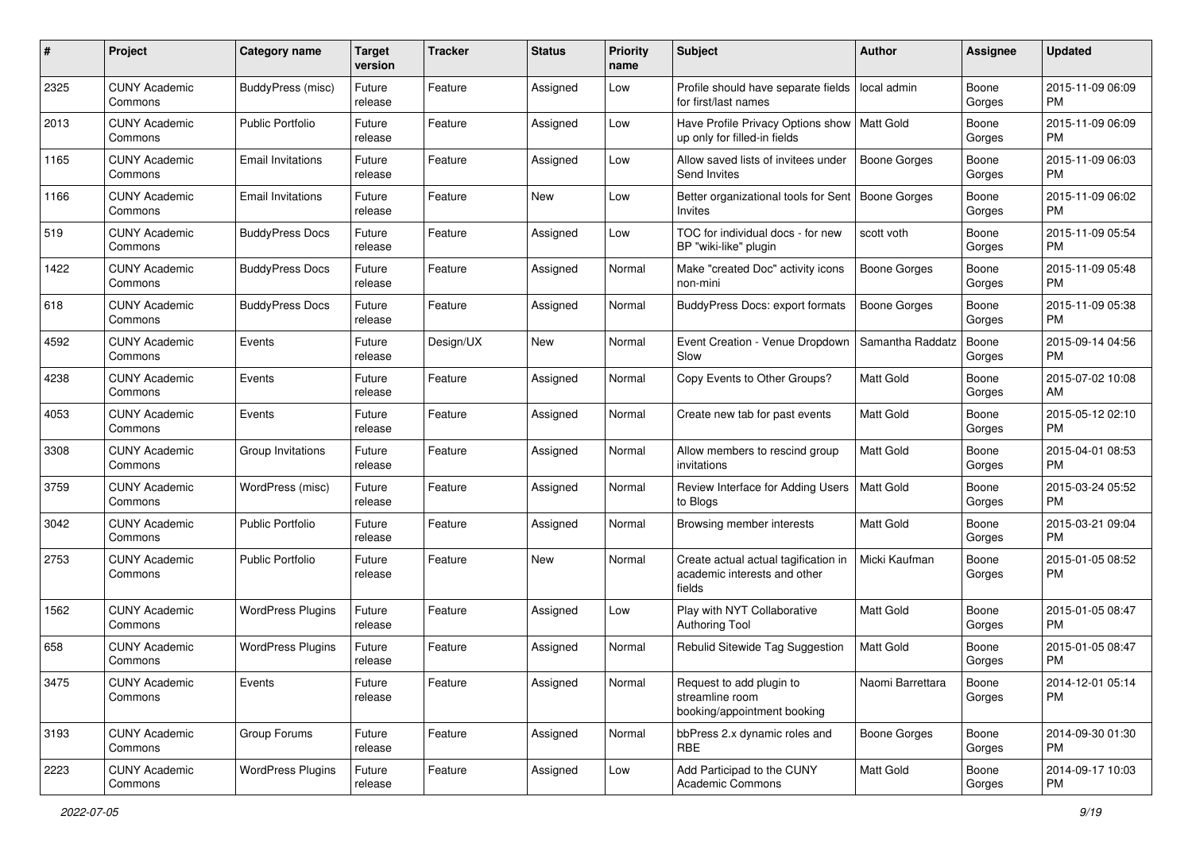| # | Project | Category name | Target version | Tracker | Status | Priority name | Subject | Author | Assignee | Updated |
|---|---|---|---|---|---|---|---|---|---|---|
| 2325 | CUNY Academic Commons | BuddyPress (misc) | Future release | Feature | Assigned | Low | Profile should have separate fields for first/last names | local admin | Boone Gorges | 2015-11-09 06:09 PM |
| 2013 | CUNY Academic Commons | Public Portfolio | Future release | Feature | Assigned | Low | Have Profile Privacy Options show up only for filled-in fields | Matt Gold | Boone Gorges | 2015-11-09 06:09 PM |
| 1165 | CUNY Academic Commons | Email Invitations | Future release | Feature | Assigned | Low | Allow saved lists of invitees under Send Invites | Boone Gorges | Boone Gorges | 2015-11-09 06:03 PM |
| 1166 | CUNY Academic Commons | Email Invitations | Future release | Feature | New | Low | Better organizational tools for Sent Invites | Boone Gorges | Boone Gorges | 2015-11-09 06:02 PM |
| 519 | CUNY Academic Commons | BuddyPress Docs | Future release | Feature | Assigned | Low | TOC for individual docs - for new BP "wiki-like" plugin | scott voth | Boone Gorges | 2015-11-09 05:54 PM |
| 1422 | CUNY Academic Commons | BuddyPress Docs | Future release | Feature | Assigned | Normal | Make "created Doc" activity icons non-mini | Boone Gorges | Boone Gorges | 2015-11-09 05:48 PM |
| 618 | CUNY Academic Commons | BuddyPress Docs | Future release | Feature | Assigned | Normal | BuddyPress Docs: export formats | Boone Gorges | Boone Gorges | 2015-11-09 05:38 PM |
| 4592 | CUNY Academic Commons | Events | Future release | Design/UX | New | Normal | Event Creation - Venue Dropdown Slow | Samantha Raddatz | Boone Gorges | 2015-09-14 04:56 PM |
| 4238 | CUNY Academic Commons | Events | Future release | Feature | Assigned | Normal | Copy Events to Other Groups? | Matt Gold | Boone Gorges | 2015-07-02 10:08 AM |
| 4053 | CUNY Academic Commons | Events | Future release | Feature | Assigned | Normal | Create new tab for past events | Matt Gold | Boone Gorges | 2015-05-12 02:10 PM |
| 3308 | CUNY Academic Commons | Group Invitations | Future release | Feature | Assigned | Normal | Allow members to rescind group invitations | Matt Gold | Boone Gorges | 2015-04-01 08:53 PM |
| 3759 | CUNY Academic Commons | WordPress (misc) | Future release | Feature | Assigned | Normal | Review Interface for Adding Users to Blogs | Matt Gold | Boone Gorges | 2015-03-24 05:52 PM |
| 3042 | CUNY Academic Commons | Public Portfolio | Future release | Feature | Assigned | Normal | Browsing member interests | Matt Gold | Boone Gorges | 2015-03-21 09:04 PM |
| 2753 | CUNY Academic Commons | Public Portfolio | Future release | Feature | New | Normal | Create actual actual tagification in academic interests and other fields | Micki Kaufman | Boone Gorges | 2015-01-05 08:52 PM |
| 1562 | CUNY Academic Commons | WordPress Plugins | Future release | Feature | Assigned | Low | Play with NYT Collaborative Authoring Tool | Matt Gold | Boone Gorges | 2015-01-05 08:47 PM |
| 658 | CUNY Academic Commons | WordPress Plugins | Future release | Feature | Assigned | Normal | Rebulid Sitewide Tag Suggestion | Matt Gold | Boone Gorges | 2015-01-05 08:47 PM |
| 3475 | CUNY Academic Commons | Events | Future release | Feature | Assigned | Normal | Request to add plugin to streamline room booking/appointment booking | Naomi Barrettara | Boone Gorges | 2014-12-01 05:14 PM |
| 3193 | CUNY Academic Commons | Group Forums | Future release | Feature | Assigned | Normal | bbPress 2.x dynamic roles and RBE | Boone Gorges | Boone Gorges | 2014-09-30 01:30 PM |
| 2223 | CUNY Academic Commons | WordPress Plugins | Future release | Feature | Assigned | Low | Add Participad to the CUNY Academic Commons | Matt Gold | Boone Gorges | 2014-09-17 10:03 PM |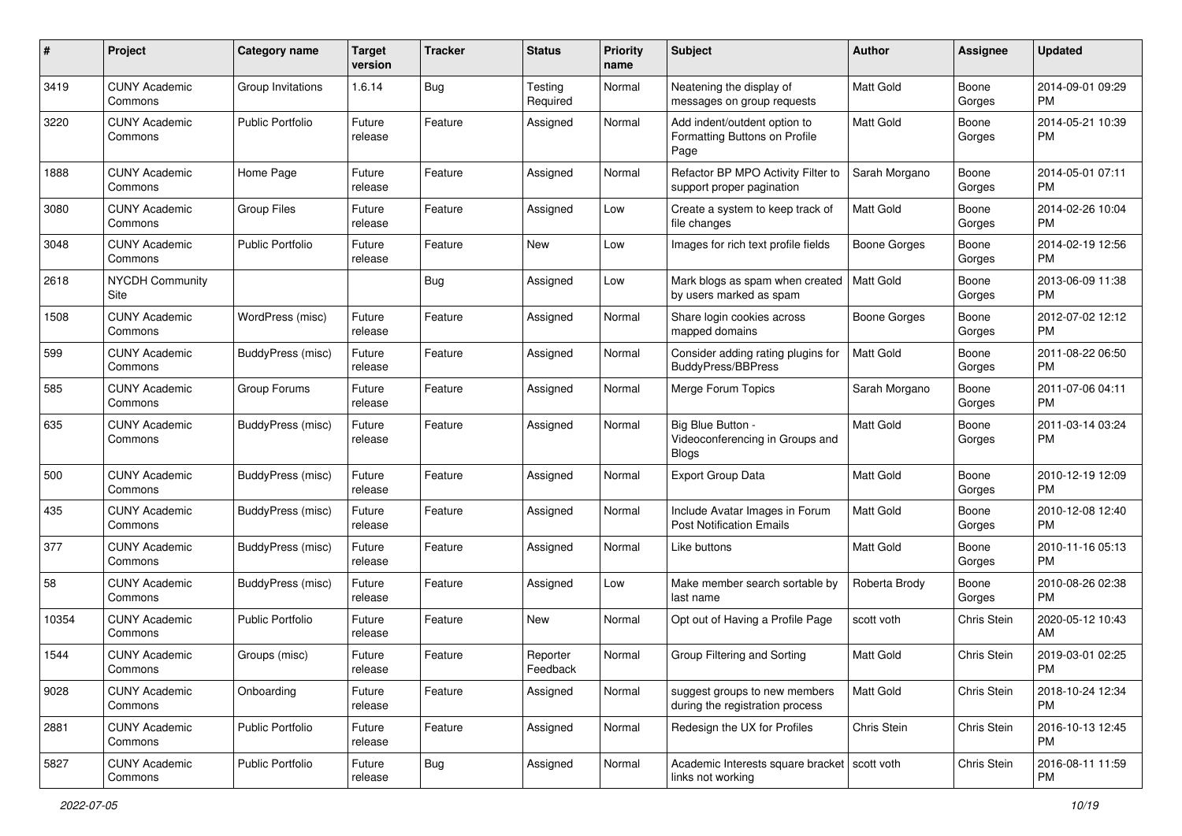| # | Project | Category name | Target version | Tracker | Status | Priority name | Subject | Author | Assignee | Updated |
|---|---|---|---|---|---|---|---|---|---|---|
| 3419 | CUNY Academic Commons | Group Invitations | 1.6.14 | Bug | Testing Required | Normal | Neatening the display of messages on group requests | Matt Gold | Boone Gorges | 2014-09-01 09:29 PM |
| 3220 | CUNY Academic Commons | Public Portfolio | Future release | Feature | Assigned | Normal | Add indent/outdent option to Formatting Buttons on Profile Page | Matt Gold | Boone Gorges | 2014-05-21 10:39 PM |
| 1888 | CUNY Academic Commons | Home Page | Future release | Feature | Assigned | Normal | Refactor BP MPO Activity Filter to support proper pagination | Sarah Morgano | Boone Gorges | 2014-05-01 07:11 PM |
| 3080 | CUNY Academic Commons | Group Files | Future release | Feature | Assigned | Low | Create a system to keep track of file changes | Matt Gold | Boone Gorges | 2014-02-26 10:04 PM |
| 3048 | CUNY Academic Commons | Public Portfolio | Future release | Feature | New | Low | Images for rich text profile fields | Boone Gorges | Boone Gorges | 2014-02-19 12:56 PM |
| 2618 | NYCDH Community Site | | | Bug | Assigned | Low | Mark blogs as spam when created by users marked as spam | Matt Gold | Boone Gorges | 2013-06-09 11:38 PM |
| 1508 | CUNY Academic Commons | WordPress (misc) | Future release | Feature | Assigned | Normal | Share login cookies across mapped domains | Boone Gorges | Boone Gorges | 2012-07-02 12:12 PM |
| 599 | CUNY Academic Commons | BuddyPress (misc) | Future release | Feature | Assigned | Normal | Consider adding rating plugins for BuddyPress/BBPress | Matt Gold | Boone Gorges | 2011-08-22 06:50 PM |
| 585 | CUNY Academic Commons | Group Forums | Future release | Feature | Assigned | Normal | Merge Forum Topics | Sarah Morgano | Boone Gorges | 2011-07-06 04:11 PM |
| 635 | CUNY Academic Commons | BuddyPress (misc) | Future release | Feature | Assigned | Normal | Big Blue Button - Videoconferencing in Groups and Blogs | Matt Gold | Boone Gorges | 2011-03-14 03:24 PM |
| 500 | CUNY Academic Commons | BuddyPress (misc) | Future release | Feature | Assigned | Normal | Export Group Data | Matt Gold | Boone Gorges | 2010-12-19 12:09 PM |
| 435 | CUNY Academic Commons | BuddyPress (misc) | Future release | Feature | Assigned | Normal | Include Avatar Images in Forum Post Notification Emails | Matt Gold | Boone Gorges | 2010-12-08 12:40 PM |
| 377 | CUNY Academic Commons | BuddyPress (misc) | Future release | Feature | Assigned | Normal | Like buttons | Matt Gold | Boone Gorges | 2010-11-16 05:13 PM |
| 58 | CUNY Academic Commons | BuddyPress (misc) | Future release | Feature | Assigned | Low | Make member search sortable by last name | Roberta Brody | Boone Gorges | 2010-08-26 02:38 PM |
| 10354 | CUNY Academic Commons | Public Portfolio | Future release | Feature | New | Normal | Opt out of Having a Profile Page | scott voth | Chris Stein | 2020-05-12 10:43 AM |
| 1544 | CUNY Academic Commons | Groups (misc) | Future release | Feature | Reporter Feedback | Normal | Group Filtering and Sorting | Matt Gold | Chris Stein | 2019-03-01 02:25 PM |
| 9028 | CUNY Academic Commons | Onboarding | Future release | Feature | Assigned | Normal | suggest groups to new members during the registration process | Matt Gold | Chris Stein | 2018-10-24 12:34 PM |
| 2881 | CUNY Academic Commons | Public Portfolio | Future release | Feature | Assigned | Normal | Redesign the UX for Profiles | Chris Stein | Chris Stein | 2016-10-13 12:45 PM |
| 5827 | CUNY Academic Commons | Public Portfolio | Future release | Bug | Assigned | Normal | Academic Interests square bracket links not working | scott voth | Chris Stein | 2016-08-11 11:59 PM |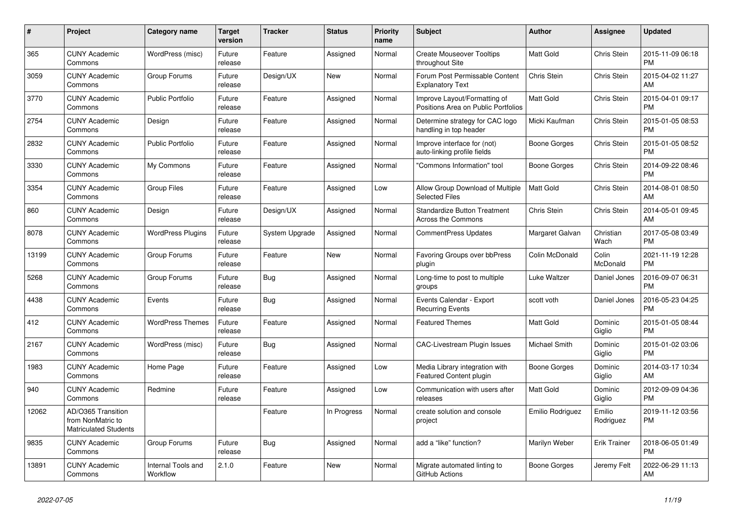| # | Project | Category name | Target version | Tracker | Status | Priority name | Subject | Author | Assignee | Updated |
|---|---|---|---|---|---|---|---|---|---|---|
| 365 | CUNY Academic Commons | WordPress (misc) | Future release | Feature | Assigned | Normal | Create Mouseover Tooltips throughout Site | Matt Gold | Chris Stein | 2015-11-09 06:18 PM |
| 3059 | CUNY Academic Commons | Group Forums | Future release | Design/UX | New | Normal | Forum Post Permissable Content Explanatory Text | Chris Stein | Chris Stein | 2015-04-02 11:27 AM |
| 3770 | CUNY Academic Commons | Public Portfolio | Future release | Feature | Assigned | Normal | Improve Layout/Formatting of Positions Area on Public Portfolios | Matt Gold | Chris Stein | 2015-04-01 09:17 PM |
| 2754 | CUNY Academic Commons | Design | Future release | Feature | Assigned | Normal | Determine strategy for CAC logo handling in top header | Micki Kaufman | Chris Stein | 2015-01-05 08:53 PM |
| 2832 | CUNY Academic Commons | Public Portfolio | Future release | Feature | Assigned | Normal | Improve interface for (not) auto-linking profile fields | Boone Gorges | Chris Stein | 2015-01-05 08:52 PM |
| 3330 | CUNY Academic Commons | My Commons | Future release | Feature | Assigned | Normal | "Commons Information" tool | Boone Gorges | Chris Stein | 2014-09-22 08:46 PM |
| 3354 | CUNY Academic Commons | Group Files | Future release | Feature | Assigned | Low | Allow Group Download of Multiple Selected Files | Matt Gold | Chris Stein | 2014-08-01 08:50 AM |
| 860 | CUNY Academic Commons | Design | Future release | Design/UX | Assigned | Normal | Standardize Button Treatment Across the Commons | Chris Stein | Chris Stein | 2014-05-01 09:45 AM |
| 8078 | CUNY Academic Commons | WordPress Plugins | Future release | System Upgrade | Assigned | Normal | CommentPress Updates | Margaret Galvan | Christian Wach | 2017-05-08 03:49 PM |
| 13199 | CUNY Academic Commons | Group Forums | Future release | Feature | New | Normal | Favoring Groups over bbPress plugin | Colin McDonald | Colin McDonald | 2021-11-19 12:28 PM |
| 5268 | CUNY Academic Commons | Group Forums | Future release | Bug | Assigned | Normal | Long-time to post to multiple groups | Luke Waltzer | Daniel Jones | 2016-09-07 06:31 PM |
| 4438 | CUNY Academic Commons | Events | Future release | Bug | Assigned | Normal | Events Calendar - Export Recurring Events | scott voth | Daniel Jones | 2016-05-23 04:25 PM |
| 412 | CUNY Academic Commons | WordPress Themes | Future release | Feature | Assigned | Normal | Featured Themes | Matt Gold | Dominic Giglio | 2015-01-05 08:44 PM |
| 2167 | CUNY Academic Commons | WordPress (misc) | Future release | Bug | Assigned | Normal | CAC-Livestream Plugin Issues | Michael Smith | Dominic Giglio | 2015-01-02 03:06 PM |
| 1983 | CUNY Academic Commons | Home Page | Future release | Feature | Assigned | Low | Media Library integration with Featured Content plugin | Boone Gorges | Dominic Giglio | 2014-03-17 10:34 AM |
| 940 | CUNY Academic Commons | Redmine | Future release | Feature | Assigned | Low | Communication with users after releases | Matt Gold | Dominic Giglio | 2012-09-09 04:36 PM |
| 12062 | AD/O365 Transition from NonMatric to Matriculated Students | | | Feature | In Progress | Normal | create solution and console project | Emilio Rodriguez | Emilio Rodriguez | 2019-11-12 03:56 PM |
| 9835 | CUNY Academic Commons | Group Forums | Future release | Bug | Assigned | Normal | add a "like" function? | Marilyn Weber | Erik Trainer | 2018-06-05 01:49 PM |
| 13891 | CUNY Academic Commons | Internal Tools and Workflow | 2.1.0 | Feature | New | Normal | Migrate automated linting to GitHub Actions | Boone Gorges | Jeremy Felt | 2022-06-29 11:13 AM |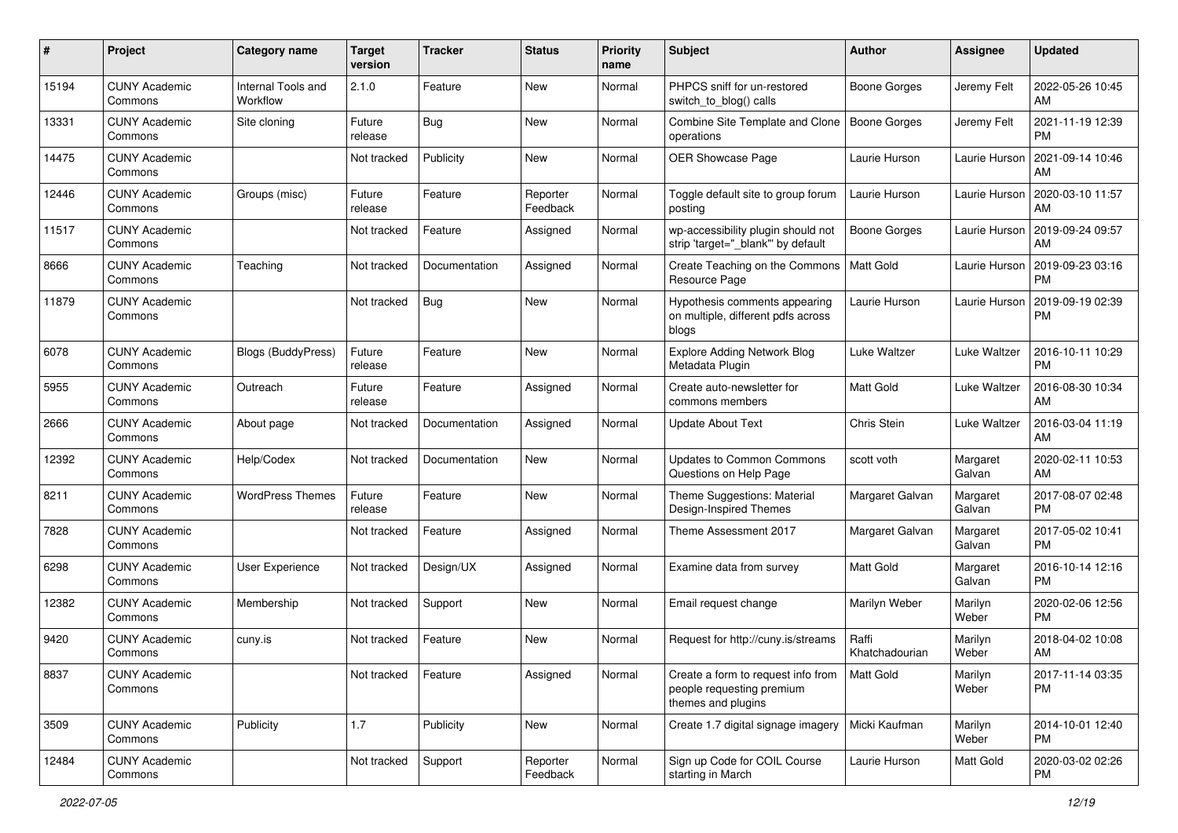| # | Project | Category name | Target version | Tracker | Status | Priority name | Subject | Author | Assignee | Updated |
|---|---|---|---|---|---|---|---|---|---|---|
| 15194 | CUNY Academic Commons | Internal Tools and Workflow | 2.1.0 | Feature | New | Normal | PHPCS sniff for un-restored switch_to_blog() calls | Boone Gorges | Jeremy Felt | 2022-05-26 10:45 AM |
| 13331 | CUNY Academic Commons | Site cloning | Future release | Bug | New | Normal | Combine Site Template and Clone operations | Boone Gorges | Jeremy Felt | 2021-11-19 12:39 PM |
| 14475 | CUNY Academic Commons | | Not tracked | Publicity | New | Normal | OER Showcase Page | Laurie Hurson | Laurie Hurson | 2021-09-14 10:46 AM |
| 12446 | CUNY Academic Commons | Groups (misc) | Future release | Feature | Reporter Feedback | Normal | Toggle default site to group forum posting | Laurie Hurson | Laurie Hurson | 2020-03-10 11:57 AM |
| 11517 | CUNY Academic Commons | | Not tracked | Feature | Assigned | Normal | wp-accessibility plugin should not strip 'target="_blank"' by default | Boone Gorges | Laurie Hurson | 2019-09-24 09:57 AM |
| 8666 | CUNY Academic Commons | Teaching | Not tracked | Documentation | Assigned | Normal | Create Teaching on the Commons Resource Page | Matt Gold | Laurie Hurson | 2019-09-23 03:16 PM |
| 11879 | CUNY Academic Commons | | Not tracked | Bug | New | Normal | Hypothesis comments appearing on multiple, different pdfs across blogs | Laurie Hurson | Laurie Hurson | 2019-09-19 02:39 PM |
| 6078 | CUNY Academic Commons | Blogs (BuddyPress) | Future release | Feature | New | Normal | Explore Adding Network Blog Metadata Plugin | Luke Waltzer | Luke Waltzer | 2016-10-11 10:29 PM |
| 5955 | CUNY Academic Commons | Outreach | Future release | Feature | Assigned | Normal | Create auto-newsletter for commons members | Matt Gold | Luke Waltzer | 2016-08-30 10:34 AM |
| 2666 | CUNY Academic Commons | About page | Not tracked | Documentation | Assigned | Normal | Update About Text | Chris Stein | Luke Waltzer | 2016-03-04 11:19 AM |
| 12392 | CUNY Academic Commons | Help/Codex | Not tracked | Documentation | New | Normal | Updates to Common Commons Questions on Help Page | scott voth | Margaret Galvan | 2020-02-11 10:53 AM |
| 8211 | CUNY Academic Commons | WordPress Themes | Future release | Feature | New | Normal | Theme Suggestions: Material Design-Inspired Themes | Margaret Galvan | Margaret Galvan | 2017-08-07 02:48 PM |
| 7828 | CUNY Academic Commons | | Not tracked | Feature | Assigned | Normal | Theme Assessment 2017 | Margaret Galvan | Margaret Galvan | 2017-05-02 10:41 PM |
| 6298 | CUNY Academic Commons | User Experience | Not tracked | Design/UX | Assigned | Normal | Examine data from survey | Matt Gold | Margaret Galvan | 2016-10-14 12:16 PM |
| 12382 | CUNY Academic Commons | Membership | Not tracked | Support | New | Normal | Email request change | Marilyn Weber | Marilyn Weber | 2020-02-06 12:56 PM |
| 9420 | CUNY Academic Commons | cuny.is | Not tracked | Feature | New | Normal | Request for http://cuny.is/streams | Raffi Khatchadourian | Marilyn Weber | 2018-04-02 10:08 AM |
| 8837 | CUNY Academic Commons | | Not tracked | Feature | Assigned | Normal | Create a form to request info from people requesting premium themes and plugins | Matt Gold | Marilyn Weber | 2017-11-14 03:35 PM |
| 3509 | CUNY Academic Commons | Publicity | 1.7 | Publicity | New | Normal | Create 1.7 digital signage imagery | Micki Kaufman | Marilyn Weber | 2014-10-01 12:40 PM |
| 12484 | CUNY Academic Commons | | Not tracked | Support | Reporter Feedback | Normal | Sign up Code for COIL Course starting in March | Laurie Hurson | Matt Gold | 2020-03-02 02:26 PM |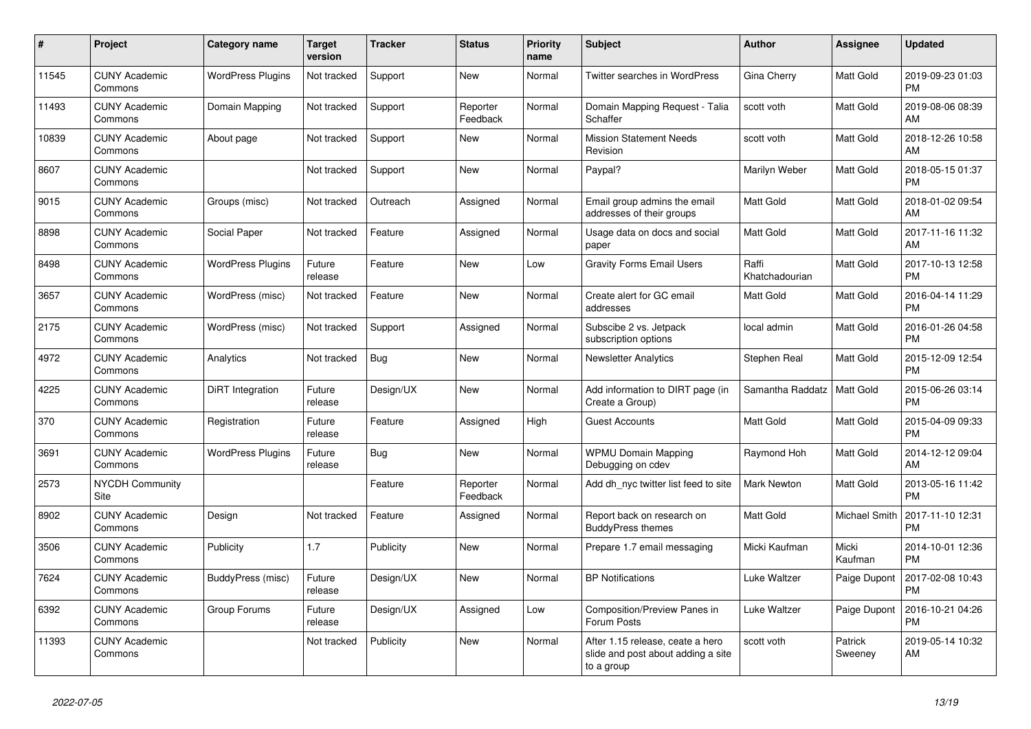| # | Project | Category name | Target version | Tracker | Status | Priority name | Subject | Author | Assignee | Updated |
|---|---|---|---|---|---|---|---|---|---|---|
| 11545 | CUNY Academic Commons | WordPress Plugins | Not tracked | Support | New | Normal | Twitter searches in WordPress | Gina Cherry | Matt Gold | 2019-09-23 01:03 PM |
| 11493 | CUNY Academic Commons | Domain Mapping | Not tracked | Support | Reporter Feedback | Normal | Domain Mapping Request - Talia Schaffer | scott voth | Matt Gold | 2019-08-06 08:39 AM |
| 10839 | CUNY Academic Commons | About page | Not tracked | Support | New | Normal | Mission Statement Needs Revision | scott voth | Matt Gold | 2018-12-26 10:58 AM |
| 8607 | CUNY Academic Commons | | Not tracked | Support | New | Normal | Paypal? | Marilyn Weber | Matt Gold | 2018-05-15 01:37 PM |
| 9015 | CUNY Academic Commons | Groups (misc) | Not tracked | Outreach | Assigned | Normal | Email group admins the email addresses of their groups | Matt Gold | Matt Gold | 2018-01-02 09:54 AM |
| 8898 | CUNY Academic Commons | Social Paper | Not tracked | Feature | Assigned | Normal | Usage data on docs and social paper | Matt Gold | Matt Gold | 2017-11-16 11:32 AM |
| 8498 | CUNY Academic Commons | WordPress Plugins | Future release | Feature | New | Low | Gravity Forms Email Users | Raffi Khatchadourian | Matt Gold | 2017-10-13 12:58 PM |
| 3657 | CUNY Academic Commons | WordPress (misc) | Not tracked | Feature | New | Normal | Create alert for GC email addresses | Matt Gold | Matt Gold | 2016-04-14 11:29 PM |
| 2175 | CUNY Academic Commons | WordPress (misc) | Not tracked | Support | Assigned | Normal | Subscibe 2 vs. Jetpack subscription options | local admin | Matt Gold | 2016-01-26 04:58 PM |
| 4972 | CUNY Academic Commons | Analytics | Not tracked | Bug | New | Normal | Newsletter Analytics | Stephen Real | Matt Gold | 2015-12-09 12:54 PM |
| 4225 | CUNY Academic Commons | DiRT Integration | Future release | Design/UX | New | Normal | Add information to DIRT page (in Create a Group) | Samantha Raddatz | Matt Gold | 2015-06-26 03:14 PM |
| 370 | CUNY Academic Commons | Registration | Future release | Feature | Assigned | High | Guest Accounts | Matt Gold | Matt Gold | 2015-04-09 09:33 PM |
| 3691 | CUNY Academic Commons | WordPress Plugins | Future release | Bug | New | Normal | WPMU Domain Mapping Debugging on cdev | Raymond Hoh | Matt Gold | 2014-12-12 09:04 AM |
| 2573 | NYCDH Community Site | | | Feature | Reporter Feedback | Normal | Add dh_nyc twitter list feed to site | Mark Newton | Matt Gold | 2013-05-16 11:42 PM |
| 8902 | CUNY Academic Commons | Design | Not tracked | Feature | Assigned | Normal | Report back on research on BuddyPress themes | Matt Gold | Michael Smith | 2017-11-10 12:31 PM |
| 3506 | CUNY Academic Commons | Publicity | 1.7 | Publicity | New | Normal | Prepare 1.7 email messaging | Micki Kaufman | Micki Kaufman | 2014-10-01 12:36 PM |
| 7624 | CUNY Academic Commons | BuddyPress (misc) | Future release | Design/UX | New | Normal | BP Notifications | Luke Waltzer | Paige Dupont | 2017-02-08 10:43 PM |
| 6392 | CUNY Academic Commons | Group Forums | Future release | Design/UX | Assigned | Low | Composition/Preview Panes in Forum Posts | Luke Waltzer | Paige Dupont | 2016-10-21 04:26 PM |
| 11393 | CUNY Academic Commons | | Not tracked | Publicity | New | Normal | After 1.15 release, ceate a hero slide and post about adding a site to a group | scott voth | Patrick Sweeney | 2019-05-14 10:32 AM |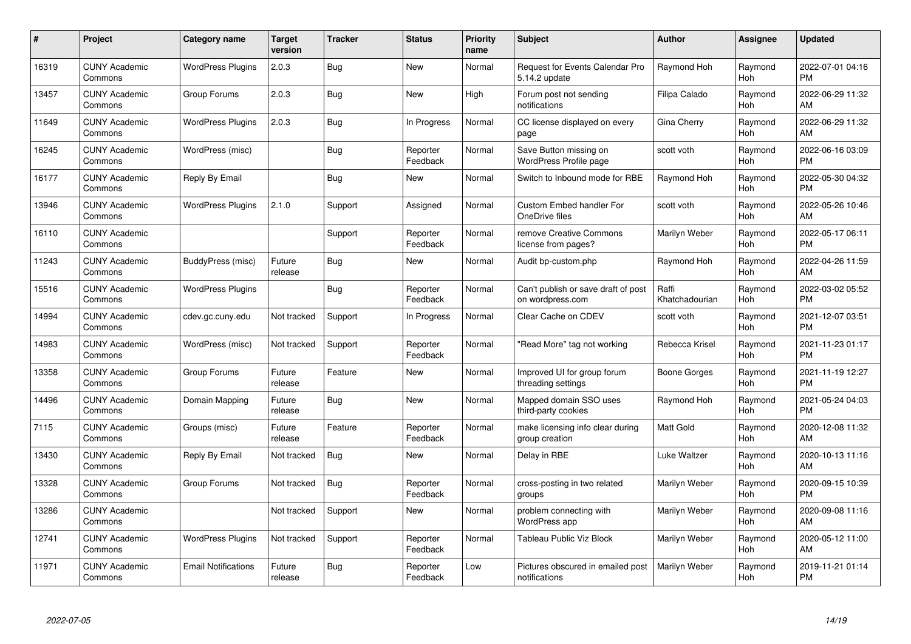| # | Project | Category name | Target version | Tracker | Status | Priority name | Subject | Author | Assignee | Updated |
|---|---|---|---|---|---|---|---|---|---|---|
| 16319 | CUNY Academic Commons | WordPress Plugins | 2.0.3 | Bug | New | Normal | Request for Events Calendar Pro 5.14.2 update | Raymond Hoh | Raymond Hoh | 2022-07-01 04:16 PM |
| 13457 | CUNY Academic Commons | Group Forums | 2.0.3 | Bug | New | High | Forum post not sending notifications | Filipa Calado | Raymond Hoh | 2022-06-29 11:32 AM |
| 11649 | CUNY Academic Commons | WordPress Plugins | 2.0.3 | Bug | In Progress | Normal | CC license displayed on every page | Gina Cherry | Raymond Hoh | 2022-06-29 11:32 AM |
| 16245 | CUNY Academic Commons | WordPress (misc) | | Bug | Reporter Feedback | Normal | Save Button missing on WordPress Profile page | scott voth | Raymond Hoh | 2022-06-16 03:09 PM |
| 16177 | CUNY Academic Commons | Reply By Email | | Bug | New | Normal | Switch to Inbound mode for RBE | Raymond Hoh | Raymond Hoh | 2022-05-30 04:32 PM |
| 13946 | CUNY Academic Commons | WordPress Plugins | 2.1.0 | Support | Assigned | Normal | Custom Embed handler For OneDrive files | scott voth | Raymond Hoh | 2022-05-26 10:46 AM |
| 16110 | CUNY Academic Commons | | | Support | Reporter Feedback | Normal | remove Creative Commons license from pages? | Marilyn Weber | Raymond Hoh | 2022-05-17 06:11 PM |
| 11243 | CUNY Academic Commons | BuddyPress (misc) | Future release | Bug | New | Normal | Audit bp-custom.php | Raymond Hoh | Raymond Hoh | 2022-04-26 11:59 AM |
| 15516 | CUNY Academic Commons | WordPress Plugins | | Bug | Reporter Feedback | Normal | Can't publish or save draft of post on wordpress.com | Raffi Khatchadourian | Raymond Hoh | 2022-03-02 05:52 PM |
| 14994 | CUNY Academic Commons | cdev.gc.cuny.edu | Not tracked | Support | In Progress | Normal | Clear Cache on CDEV | scott voth | Raymond Hoh | 2021-12-07 03:51 PM |
| 14983 | CUNY Academic Commons | WordPress (misc) | Not tracked | Support | Reporter Feedback | Normal | "Read More" tag not working | Rebecca Krisel | Raymond Hoh | 2021-11-23 01:17 PM |
| 13358 | CUNY Academic Commons | Group Forums | Future release | Feature | New | Normal | Improved UI for group forum threading settings | Boone Gorges | Raymond Hoh | 2021-11-19 12:27 PM |
| 14496 | CUNY Academic Commons | Domain Mapping | Future release | Bug | New | Normal | Mapped domain SSO uses third-party cookies | Raymond Hoh | Raymond Hoh | 2021-05-24 04:03 PM |
| 7115 | CUNY Academic Commons | Groups (misc) | Future release | Feature | Reporter Feedback | Normal | make licensing info clear during group creation | Matt Gold | Raymond Hoh | 2020-12-08 11:32 AM |
| 13430 | CUNY Academic Commons | Reply By Email | Not tracked | Bug | New | Normal | Delay in RBE | Luke Waltzer | Raymond Hoh | 2020-10-13 11:16 AM |
| 13328 | CUNY Academic Commons | Group Forums | Not tracked | Bug | Reporter Feedback | Normal | cross-posting in two related groups | Marilyn Weber | Raymond Hoh | 2020-09-15 10:39 PM |
| 13286 | CUNY Academic Commons | | Not tracked | Support | New | Normal | problem connecting with WordPress app | Marilyn Weber | Raymond Hoh | 2020-09-08 11:16 AM |
| 12741 | CUNY Academic Commons | WordPress Plugins | Not tracked | Support | Reporter Feedback | Normal | Tableau Public Viz Block | Marilyn Weber | Raymond Hoh | 2020-05-12 11:00 AM |
| 11971 | CUNY Academic Commons | Email Notifications | Future release | Bug | Reporter Feedback | Low | Pictures obscured in emailed post notifications | Marilyn Weber | Raymond Hoh | 2019-11-21 01:14 PM |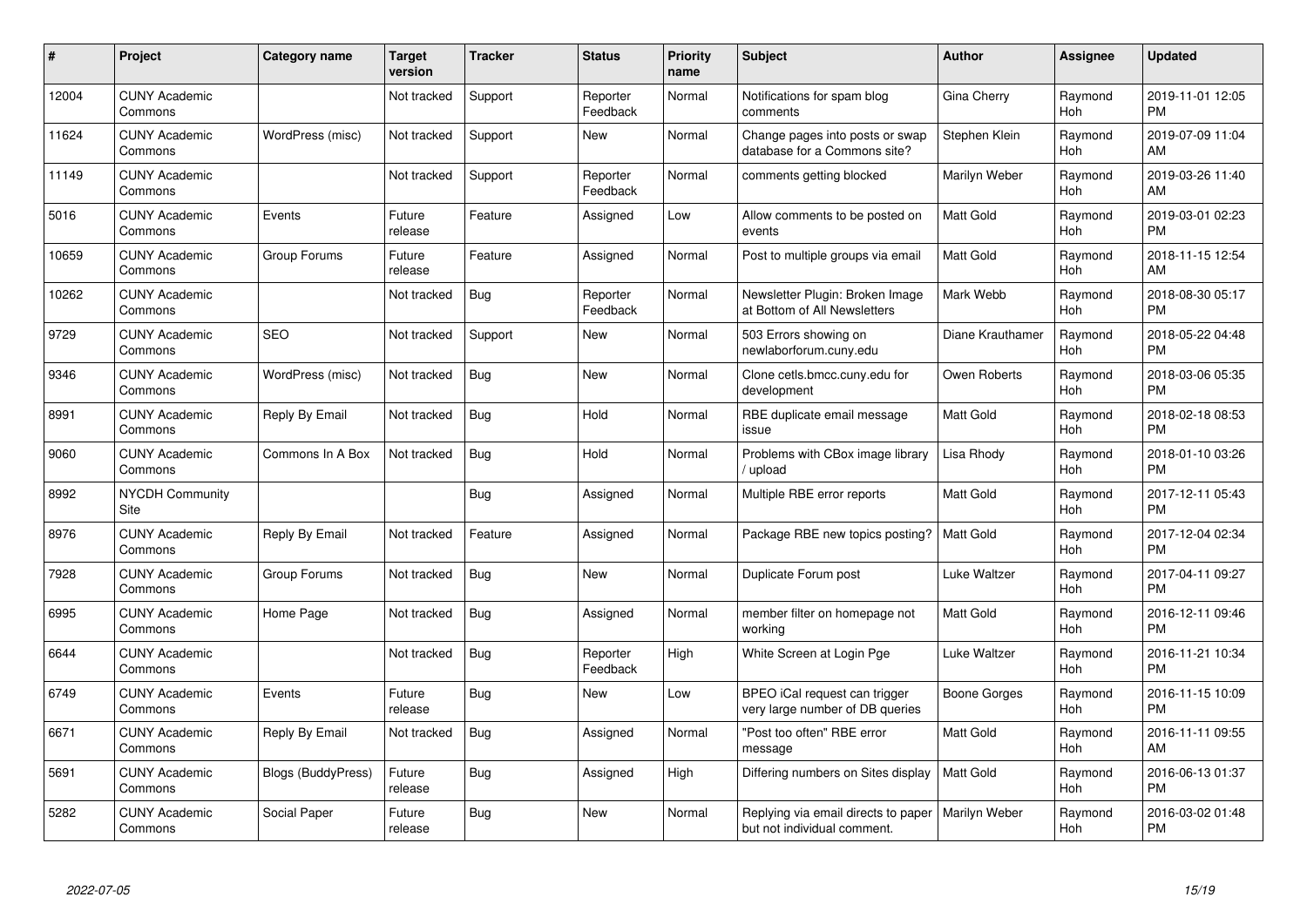| # | Project | Category name | Target version | Tracker | Status | Priority name | Subject | Author | Assignee | Updated |
|---|---|---|---|---|---|---|---|---|---|---|
| 12004 | CUNY Academic Commons | | Not tracked | Support | Reporter Feedback | Normal | Notifications for spam blog comments | Gina Cherry | Raymond Hoh | 2019-11-01 12:05 PM |
| 11624 | CUNY Academic Commons | WordPress (misc) | Not tracked | Support | New | Normal | Change pages into posts or swap database for a Commons site? | Stephen Klein | Raymond Hoh | 2019-07-09 11:04 AM |
| 11149 | CUNY Academic Commons | | Not tracked | Support | Reporter Feedback | Normal | comments getting blocked | Marilyn Weber | Raymond Hoh | 2019-03-26 11:40 AM |
| 5016 | CUNY Academic Commons | Events | Future release | Feature | Assigned | Low | Allow comments to be posted on events | Matt Gold | Raymond Hoh | 2019-03-01 02:23 PM |
| 10659 | CUNY Academic Commons | Group Forums | Future release | Feature | Assigned | Normal | Post to multiple groups via email | Matt Gold | Raymond Hoh | 2018-11-15 12:54 AM |
| 10262 | CUNY Academic Commons | | Not tracked | Bug | Reporter Feedback | Normal | Newsletter Plugin: Broken Image at Bottom of All Newsletters | Mark Webb | Raymond Hoh | 2018-08-30 05:17 PM |
| 9729 | CUNY Academic Commons | SEO | Not tracked | Support | New | Normal | 503 Errors showing on newlaborforum.cuny.edu | Diane Krauthamer | Raymond Hoh | 2018-05-22 04:48 PM |
| 9346 | CUNY Academic Commons | WordPress (misc) | Not tracked | Bug | New | Normal | Clone cetls.bmcc.cuny.edu for development | Owen Roberts | Raymond Hoh | 2018-03-06 05:35 PM |
| 8991 | CUNY Academic Commons | Reply By Email | Not tracked | Bug | Hold | Normal | RBE duplicate email message issue | Matt Gold | Raymond Hoh | 2018-02-18 08:53 PM |
| 9060 | CUNY Academic Commons | Commons In A Box | Not tracked | Bug | Hold | Normal | Problems with CBox image library / upload | Lisa Rhody | Raymond Hoh | 2018-01-10 03:26 PM |
| 8992 | NYCDH Community Site | | | Bug | Assigned | Normal | Multiple RBE error reports | Matt Gold | Raymond Hoh | 2017-12-11 05:43 PM |
| 8976 | CUNY Academic Commons | Reply By Email | Not tracked | Feature | Assigned | Normal | Package RBE new topics posting? | Matt Gold | Raymond Hoh | 2017-12-04 02:34 PM |
| 7928 | CUNY Academic Commons | Group Forums | Not tracked | Bug | New | Normal | Duplicate Forum post | Luke Waltzer | Raymond Hoh | 2017-04-11 09:27 PM |
| 6995 | CUNY Academic Commons | Home Page | Not tracked | Bug | Assigned | Normal | member filter on homepage not working | Matt Gold | Raymond Hoh | 2016-12-11 09:46 PM |
| 6644 | CUNY Academic Commons | | Not tracked | Bug | Reporter Feedback | High | White Screen at Login Pge | Luke Waltzer | Raymond Hoh | 2016-11-21 10:34 PM |
| 6749 | CUNY Academic Commons | Events | Future release | Bug | New | Low | BPEO iCal request can trigger very large number of DB queries | Boone Gorges | Raymond Hoh | 2016-11-15 10:09 PM |
| 6671 | CUNY Academic Commons | Reply By Email | Not tracked | Bug | Assigned | Normal | "Post too often" RBE error message | Matt Gold | Raymond Hoh | 2016-11-11 09:55 AM |
| 5691 | CUNY Academic Commons | Blogs (BuddyPress) | Future release | Bug | Assigned | High | Differing numbers on Sites display | Matt Gold | Raymond Hoh | 2016-06-13 01:37 PM |
| 5282 | CUNY Academic Commons | Social Paper | Future release | Bug | New | Normal | Replying via email directs to paper but not individual comment. | Marilyn Weber | Raymond Hoh | 2016-03-02 01:48 PM |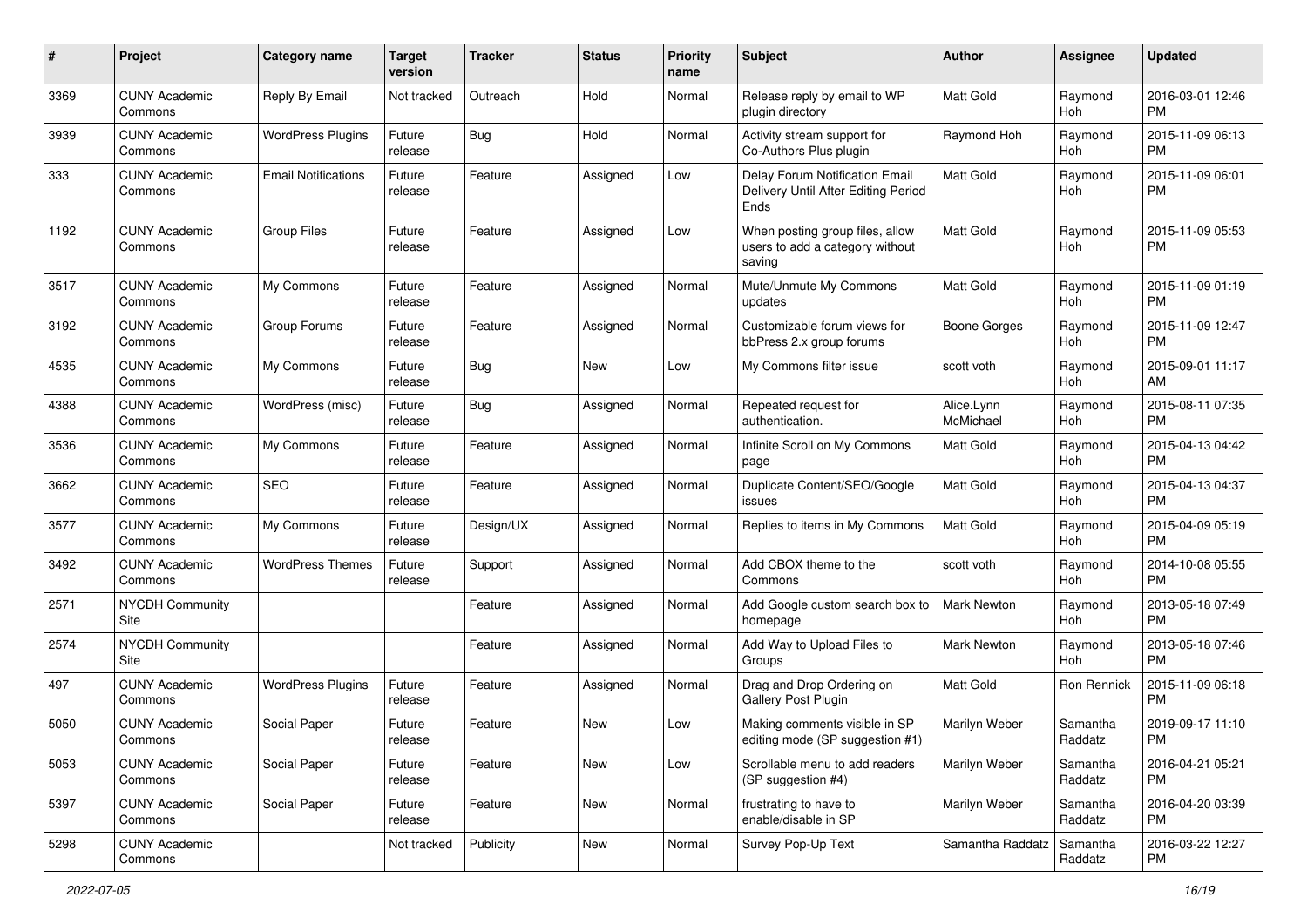| # | Project | Category name | Target version | Tracker | Status | Priority name | Subject | Author | Assignee | Updated |
|---|---|---|---|---|---|---|---|---|---|---|
| 3369 | CUNY Academic Commons | Reply By Email | Not tracked | Outreach | Hold | Normal | Release reply by email to WP plugin directory | Matt Gold | Raymond Hoh | 2016-03-01 12:46 PM |
| 3939 | CUNY Academic Commons | WordPress Plugins | Future release | Bug | Hold | Normal | Activity stream support for Co-Authors Plus plugin | Raymond Hoh | Raymond Hoh | 2015-11-09 06:13 PM |
| 333 | CUNY Academic Commons | Email Notifications | Future release | Feature | Assigned | Low | Delay Forum Notification Email Delivery Until After Editing Period Ends | Matt Gold | Raymond Hoh | 2015-11-09 06:01 PM |
| 1192 | CUNY Academic Commons | Group Files | Future release | Feature | Assigned | Low | When posting group files, allow users to add a category without saving | Matt Gold | Raymond Hoh | 2015-11-09 05:53 PM |
| 3517 | CUNY Academic Commons | My Commons | Future release | Feature | Assigned | Normal | Mute/Unmute My Commons updates | Matt Gold | Raymond Hoh | 2015-11-09 01:19 PM |
| 3192 | CUNY Academic Commons | Group Forums | Future release | Feature | Assigned | Normal | Customizable forum views for bbPress 2.x group forums | Boone Gorges | Raymond Hoh | 2015-11-09 12:47 PM |
| 4535 | CUNY Academic Commons | My Commons | Future release | Bug | New | Low | My Commons filter issue | scott voth | Raymond Hoh | 2015-09-01 11:17 AM |
| 4388 | CUNY Academic Commons | WordPress (misc) | Future release | Bug | Assigned | Normal | Repeated request for authentication. | Alice.Lynn McMichael | Raymond Hoh | 2015-08-11 07:35 PM |
| 3536 | CUNY Academic Commons | My Commons | Future release | Feature | Assigned | Normal | Infinite Scroll on My Commons page | Matt Gold | Raymond Hoh | 2015-04-13 04:42 PM |
| 3662 | CUNY Academic Commons | SEO | Future release | Feature | Assigned | Normal | Duplicate Content/SEO/Google issues | Matt Gold | Raymond Hoh | 2015-04-13 04:37 PM |
| 3577 | CUNY Academic Commons | My Commons | Future release | Design/UX | Assigned | Normal | Replies to items in My Commons | Matt Gold | Raymond Hoh | 2015-04-09 05:19 PM |
| 3492 | CUNY Academic Commons | WordPress Themes | Future release | Support | Assigned | Normal | Add CBOX theme to the Commons | scott voth | Raymond Hoh | 2014-10-08 05:55 PM |
| 2571 | NYCDH Community Site | | | Feature | Assigned | Normal | Add Google custom search box to homepage | Mark Newton | Raymond Hoh | 2013-05-18 07:49 PM |
| 2574 | NYCDH Community Site | | | Feature | Assigned | Normal | Add Way to Upload Files to Groups | Mark Newton | Raymond Hoh | 2013-05-18 07:46 PM |
| 497 | CUNY Academic Commons | WordPress Plugins | Future release | Feature | Assigned | Normal | Drag and Drop Ordering on Gallery Post Plugin | Matt Gold | Ron Rennick | 2015-11-09 06:18 PM |
| 5050 | CUNY Academic Commons | Social Paper | Future release | Feature | New | Low | Making comments visible in SP editing mode (SP suggestion #1) | Marilyn Weber | Samantha Raddatz | 2019-09-17 11:10 PM |
| 5053 | CUNY Academic Commons | Social Paper | Future release | Feature | New | Low | Scrollable menu to add readers (SP suggestion #4) | Marilyn Weber | Samantha Raddatz | 2016-04-21 05:21 PM |
| 5397 | CUNY Academic Commons | Social Paper | Future release | Feature | New | Normal | frustrating to have to enable/disable in SP | Marilyn Weber | Samantha Raddatz | 2016-04-20 03:39 PM |
| 5298 | CUNY Academic Commons | | Not tracked | Publicity | New | Normal | Survey Pop-Up Text | Samantha Raddatz | Samantha Raddatz | 2016-03-22 12:27 PM |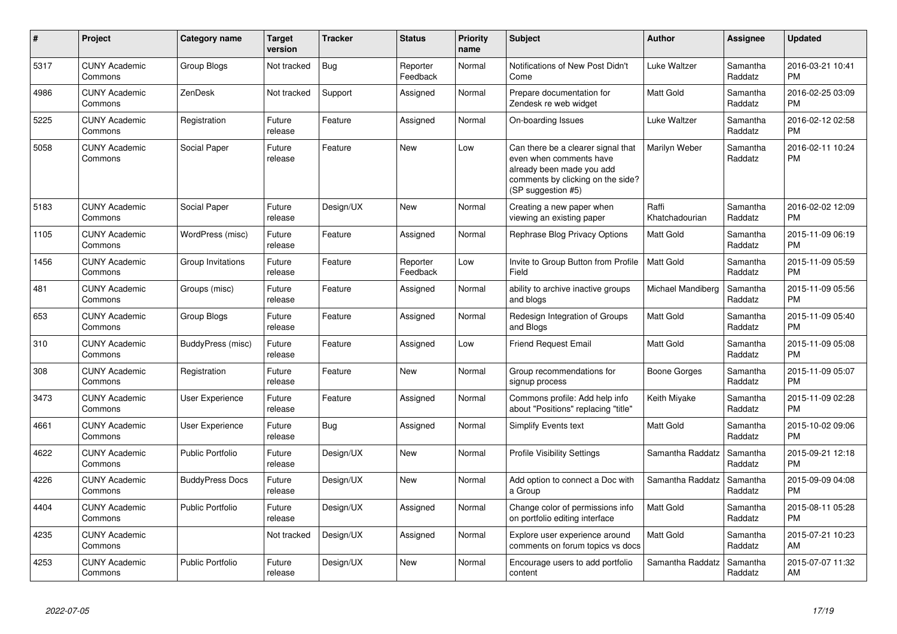| # | Project | Category name | Target version | Tracker | Status | Priority name | Subject | Author | Assignee | Updated |
|---|---|---|---|---|---|---|---|---|---|---|
| 5317 | CUNY Academic Commons | Group Blogs | Not tracked | Bug | Reporter Feedback | Normal | Notifications of New Post Didn't Come | Luke Waltzer | Samantha Raddatz | 2016-03-21 10:41 PM |
| 4986 | CUNY Academic Commons | ZenDesk | Not tracked | Support | Assigned | Normal | Prepare documentation for Zendesk re web widget | Matt Gold | Samantha Raddatz | 2016-02-25 03:09 PM |
| 5225 | CUNY Academic Commons | Registration | Future release | Feature | Assigned | Normal | On-boarding Issues | Luke Waltzer | Samantha Raddatz | 2016-02-12 02:58 PM |
| 5058 | CUNY Academic Commons | Social Paper | Future release | Feature | New | Low | Can there be a clearer signal that even when comments have already been made you add comments by clicking on the side? (SP suggestion #5) | Marilyn Weber | Samantha Raddatz | 2016-02-11 10:24 PM |
| 5183 | CUNY Academic Commons | Social Paper | Future release | Design/UX | New | Normal | Creating a new paper when viewing an existing paper | Raffi Khatchadourian | Samantha Raddatz | 2016-02-02 12:09 PM |
| 1105 | CUNY Academic Commons | WordPress (misc) | Future release | Feature | Assigned | Normal | Rephrase Blog Privacy Options | Matt Gold | Samantha Raddatz | 2015-11-09 06:19 PM |
| 1456 | CUNY Academic Commons | Group Invitations | Future release | Feature | Reporter Feedback | Low | Invite to Group Button from Profile Field | Matt Gold | Samantha Raddatz | 2015-11-09 05:59 PM |
| 481 | CUNY Academic Commons | Groups (misc) | Future release | Feature | Assigned | Normal | ability to archive inactive groups and blogs | Michael Mandiberg | Samantha Raddatz | 2015-11-09 05:56 PM |
| 653 | CUNY Academic Commons | Group Blogs | Future release | Feature | Assigned | Normal | Redesign Integration of Groups and Blogs | Matt Gold | Samantha Raddatz | 2015-11-09 05:40 PM |
| 310 | CUNY Academic Commons | BuddyPress (misc) | Future release | Feature | Assigned | Low | Friend Request Email | Matt Gold | Samantha Raddatz | 2015-11-09 05:08 PM |
| 308 | CUNY Academic Commons | Registration | Future release | Feature | New | Normal | Group recommendations for signup process | Boone Gorges | Samantha Raddatz | 2015-11-09 05:07 PM |
| 3473 | CUNY Academic Commons | User Experience | Future release | Feature | Assigned | Normal | Commons profile: Add help info about "Positions" replacing "title" | Keith Miyake | Samantha Raddatz | 2015-11-09 02:28 PM |
| 4661 | CUNY Academic Commons | User Experience | Future release | Bug | Assigned | Normal | Simplify Events text | Matt Gold | Samantha Raddatz | 2015-10-02 09:06 PM |
| 4622 | CUNY Academic Commons | Public Portfolio | Future release | Design/UX | New | Normal | Profile Visibility Settings | Samantha Raddatz | Samantha Raddatz | 2015-09-21 12:18 PM |
| 4226 | CUNY Academic Commons | BuddyPress Docs | Future release | Design/UX | New | Normal | Add option to connect a Doc with a Group | Samantha Raddatz | Samantha Raddatz | 2015-09-09 04:08 PM |
| 4404 | CUNY Academic Commons | Public Portfolio | Future release | Design/UX | Assigned | Normal | Change color of permissions info on portfolio editing interface | Matt Gold | Samantha Raddatz | 2015-08-11 05:28 PM |
| 4235 | CUNY Academic Commons | | Not tracked | Design/UX | Assigned | Normal | Explore user experience around comments on forum topics vs docs | Matt Gold | Samantha Raddatz | 2015-07-21 10:23 AM |
| 4253 | CUNY Academic Commons | Public Portfolio | Future release | Design/UX | New | Normal | Encourage users to add portfolio content | Samantha Raddatz | Samantha Raddatz | 2015-07-07 11:32 AM |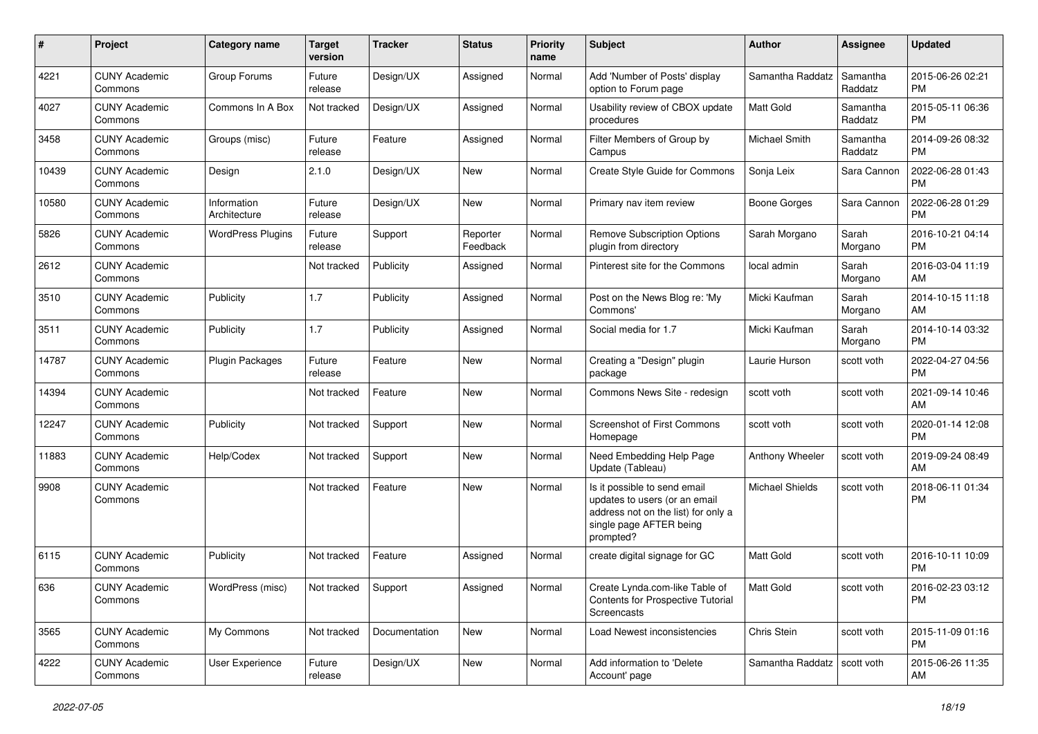| # | Project | Category name | Target version | Tracker | Status | Priority name | Subject | Author | Assignee | Updated |
|---|---|---|---|---|---|---|---|---|---|---|
| 4221 | CUNY Academic Commons | Group Forums | Future release | Design/UX | Assigned | Normal | Add 'Number of Posts' display option to Forum page | Samantha Raddatz | Samantha Raddatz | 2015-06-26 02:21 PM |
| 4027 | CUNY Academic Commons | Commons In A Box | Not tracked | Design/UX | Assigned | Normal | Usability review of CBOX update procedures | Matt Gold | Samantha Raddatz | 2015-05-11 06:36 PM |
| 3458 | CUNY Academic Commons | Groups (misc) | Future release | Feature | Assigned | Normal | Filter Members of Group by Campus | Michael Smith | Samantha Raddatz | 2014-09-26 08:32 PM |
| 10439 | CUNY Academic Commons | Design | 2.1.0 | Design/UX | New | Normal | Create Style Guide for Commons | Sonja Leix | Sara Cannon | 2022-06-28 01:43 PM |
| 10580 | CUNY Academic Commons | Information Architecture | Future release | Design/UX | New | Normal | Primary nav item review | Boone Gorges | Sara Cannon | 2022-06-28 01:29 PM |
| 5826 | CUNY Academic Commons | WordPress Plugins | Future release | Support | Reporter Feedback | Normal | Remove Subscription Options plugin from directory | Sarah Morgano | Sarah Morgano | 2016-10-21 04:14 PM |
| 2612 | CUNY Academic Commons | | Not tracked | Publicity | Assigned | Normal | Pinterest site for the Commons | local admin | Sarah Morgano | 2016-03-04 11:19 AM |
| 3510 | CUNY Academic Commons | Publicity | 1.7 | Publicity | Assigned | Normal | Post on the News Blog re: 'My Commons' | Micki Kaufman | Sarah Morgano | 2014-10-15 11:18 AM |
| 3511 | CUNY Academic Commons | Publicity | 1.7 | Publicity | Assigned | Normal | Social media for 1.7 | Micki Kaufman | Sarah Morgano | 2014-10-14 03:32 PM |
| 14787 | CUNY Academic Commons | Plugin Packages | Future release | Feature | New | Normal | Creating a "Design" plugin package | Laurie Hurson | scott voth | 2022-04-27 04:56 PM |
| 14394 | CUNY Academic Commons | | Not tracked | Feature | New | Normal | Commons News Site - redesign | scott voth | scott voth | 2021-09-14 10:46 AM |
| 12247 | CUNY Academic Commons | Publicity | Not tracked | Support | New | Normal | Screenshot of First Commons Homepage | scott voth | scott voth | 2020-01-14 12:08 PM |
| 11883 | CUNY Academic Commons | Help/Codex | Not tracked | Support | New | Normal | Need Embedding Help Page Update (Tableau) | Anthony Wheeler | scott voth | 2019-09-24 08:49 AM |
| 9908 | CUNY Academic Commons | | Not tracked | Feature | New | Normal | Is it possible to send email updates to users (or an email address not on the list) for only a single page AFTER being prompted? | Michael Shields | scott voth | 2018-06-11 01:34 PM |
| 6115 | CUNY Academic Commons | Publicity | Not tracked | Feature | Assigned | Normal | create digital signage for GC | Matt Gold | scott voth | 2016-10-11 10:09 PM |
| 636 | CUNY Academic Commons | WordPress (misc) | Not tracked | Support | Assigned | Normal | Create Lynda.com-like Table of Contents for Prospective Tutorial Screencasts | Matt Gold | scott voth | 2016-02-23 03:12 PM |
| 3565 | CUNY Academic Commons | My Commons | Not tracked | Documentation | New | Normal | Load Newest inconsistencies | Chris Stein | scott voth | 2015-11-09 01:16 PM |
| 4222 | CUNY Academic Commons | User Experience | Future release | Design/UX | New | Normal | Add information to 'Delete Account' page | Samantha Raddatz | scott voth | 2015-06-26 11:35 AM |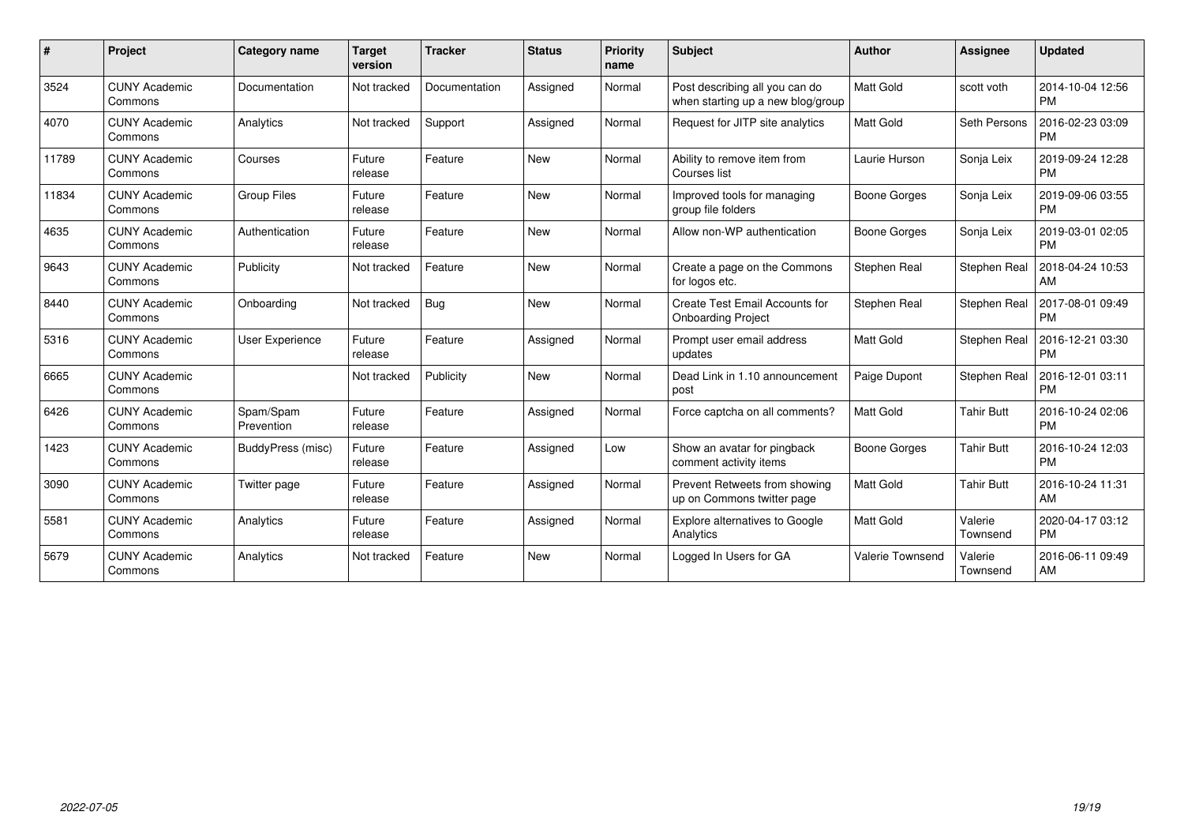| # | Project | Category name | Target version | Tracker | Status | Priority name | Subject | Author | Assignee | Updated |
|---|---|---|---|---|---|---|---|---|---|---|
| 3524 | CUNY Academic Commons | Documentation | Not tracked | Documentation | Assigned | Normal | Post describing all you can do when starting up a new blog/group | Matt Gold | scott voth | 2014-10-04 12:56 PM |
| 4070 | CUNY Academic Commons | Analytics | Not tracked | Support | Assigned | Normal | Request for JITP site analytics | Matt Gold | Seth Persons | 2016-02-23 03:09 PM |
| 11789 | CUNY Academic Commons | Courses | Future release | Feature | New | Normal | Ability to remove item from Courses list | Laurie Hurson | Sonja Leix | 2019-09-24 12:28 PM |
| 11834 | CUNY Academic Commons | Group Files | Future release | Feature | New | Normal | Improved tools for managing group file folders | Boone Gorges | Sonja Leix | 2019-09-06 03:55 PM |
| 4635 | CUNY Academic Commons | Authentication | Future release | Feature | New | Normal | Allow non-WP authentication | Boone Gorges | Sonja Leix | 2019-03-01 02:05 PM |
| 9643 | CUNY Academic Commons | Publicity | Not tracked | Feature | New | Normal | Create a page on the Commons for logos etc. | Stephen Real | Stephen Real | 2018-04-24 10:53 AM |
| 8440 | CUNY Academic Commons | Onboarding | Not tracked | Bug | New | Normal | Create Test Email Accounts for Onboarding Project | Stephen Real | Stephen Real | 2017-08-01 09:49 PM |
| 5316 | CUNY Academic Commons | User Experience | Future release | Feature | Assigned | Normal | Prompt user email address updates | Matt Gold | Stephen Real | 2016-12-21 03:30 PM |
| 6665 | CUNY Academic Commons | | Not tracked | Publicity | New | Normal | Dead Link in 1.10 announcement post | Paige Dupont | Stephen Real | 2016-12-01 03:11 PM |
| 6426 | CUNY Academic Commons | Spam/Spam Prevention | Future release | Feature | Assigned | Normal | Force captcha on all comments? | Matt Gold | Tahir Butt | 2016-10-24 02:06 PM |
| 1423 | CUNY Academic Commons | BuddyPress (misc) | Future release | Feature | Assigned | Low | Show an avatar for pingback comment activity items | Boone Gorges | Tahir Butt | 2016-10-24 12:03 PM |
| 3090 | CUNY Academic Commons | Twitter page | Future release | Feature | Assigned | Normal | Prevent Retweets from showing up on Commons twitter page | Matt Gold | Tahir Butt | 2016-10-24 11:31 AM |
| 5581 | CUNY Academic Commons | Analytics | Future release | Feature | Assigned | Normal | Explore alternatives to Google Analytics | Matt Gold | Valerie Townsend | 2020-04-17 03:12 PM |
| 5679 | CUNY Academic Commons | Analytics | Not tracked | Feature | New | Normal | Logged In Users for GA | Valerie Townsend | Valerie Townsend | 2016-06-11 09:49 AM |